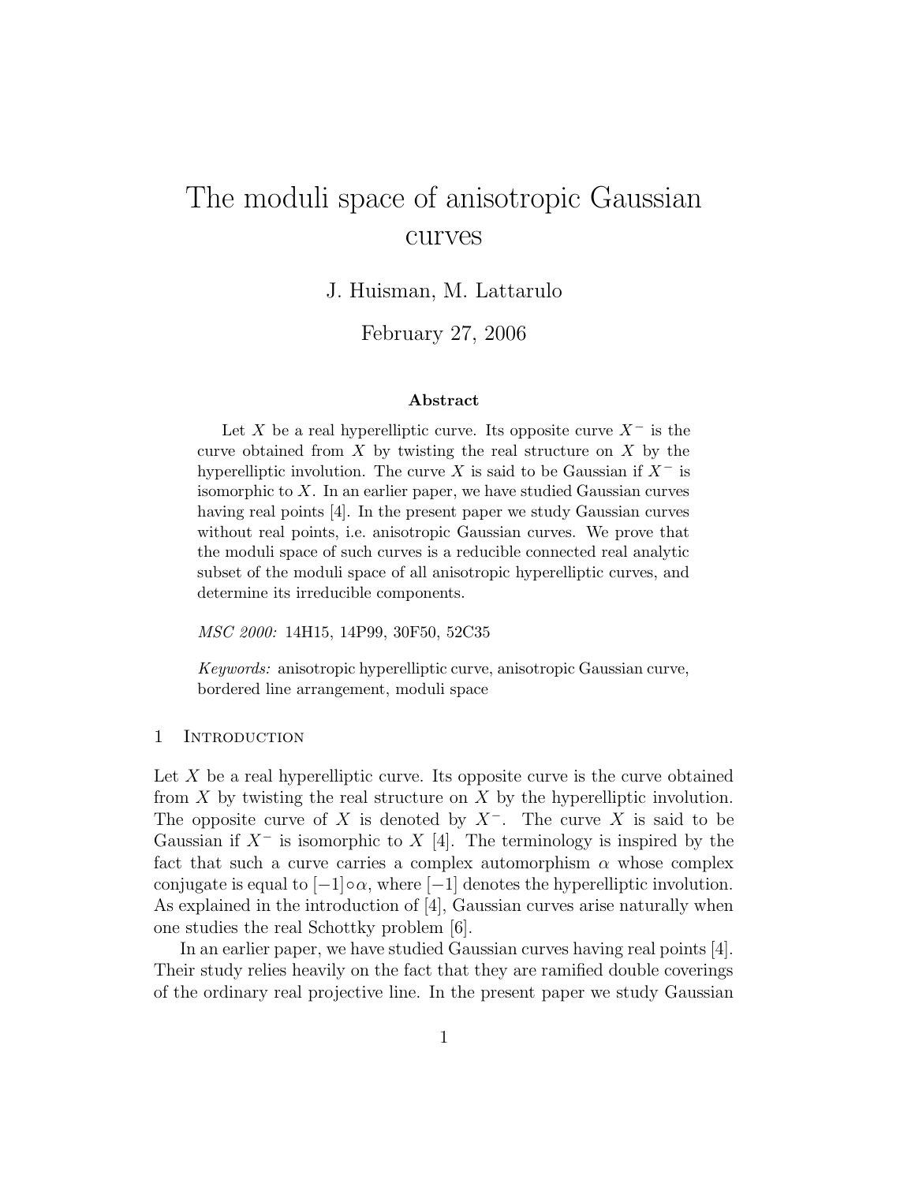# The moduli space of anisotropic Gaussian curves

J. Huisman, M. Lattarulo

February 27, 2006

### Abstract

Let $X$ be a real hyperelliptic curve. Its opposite curve $X^-$ is the curve obtained from $X$ by twisting the real structure on $X$ by the hyperelliptic involution. The curve $X$ is said to be Gaussian if $X^-$ is isomorphic to $X$. In an earlier paper, we have studied Gaussian curves having real points [4]. In the present paper we study Gaussian curves without real points, i.e. anisotropic Gaussian curves. We prove that the moduli space of such curves is a reducible connected real analytic subset of the moduli space of all anisotropic hyperelliptic curves, and determine its irreducible components.

*MSC 2000:* 14H15, 14P99, 30F50, 52C35

*Keywords:* anisotropic hyperelliptic curve, anisotropic Gaussian curve, bordered line arrangement, moduli space

## 1 Introduction

Let $X$ be a real hyperelliptic curve. Its opposite curve is the curve obtained from $X$ by twisting the real structure on $X$ by the hyperelliptic involution. The opposite curve of $X$ is denoted by $X^-$. The curve $X$ is said to be Gaussian if $X^-$ is isomorphic to $X$ [4]. The terminology is inspired by the fact that such a curve carries a complex automorphism $\alpha$ whose complex conjugate is equal to $[-1]\circ\alpha$, where $[-1]$ denotes the hyperelliptic involution. As explained in the introduction of [4], Gaussian curves arise naturally when one studies the real Schottky problem [6].

In an earlier paper, we have studied Gaussian curves having real points [4]. Their study relies heavily on the fact that they are ramified double coverings of the ordinary real projective line. In the present paper we study Gaussian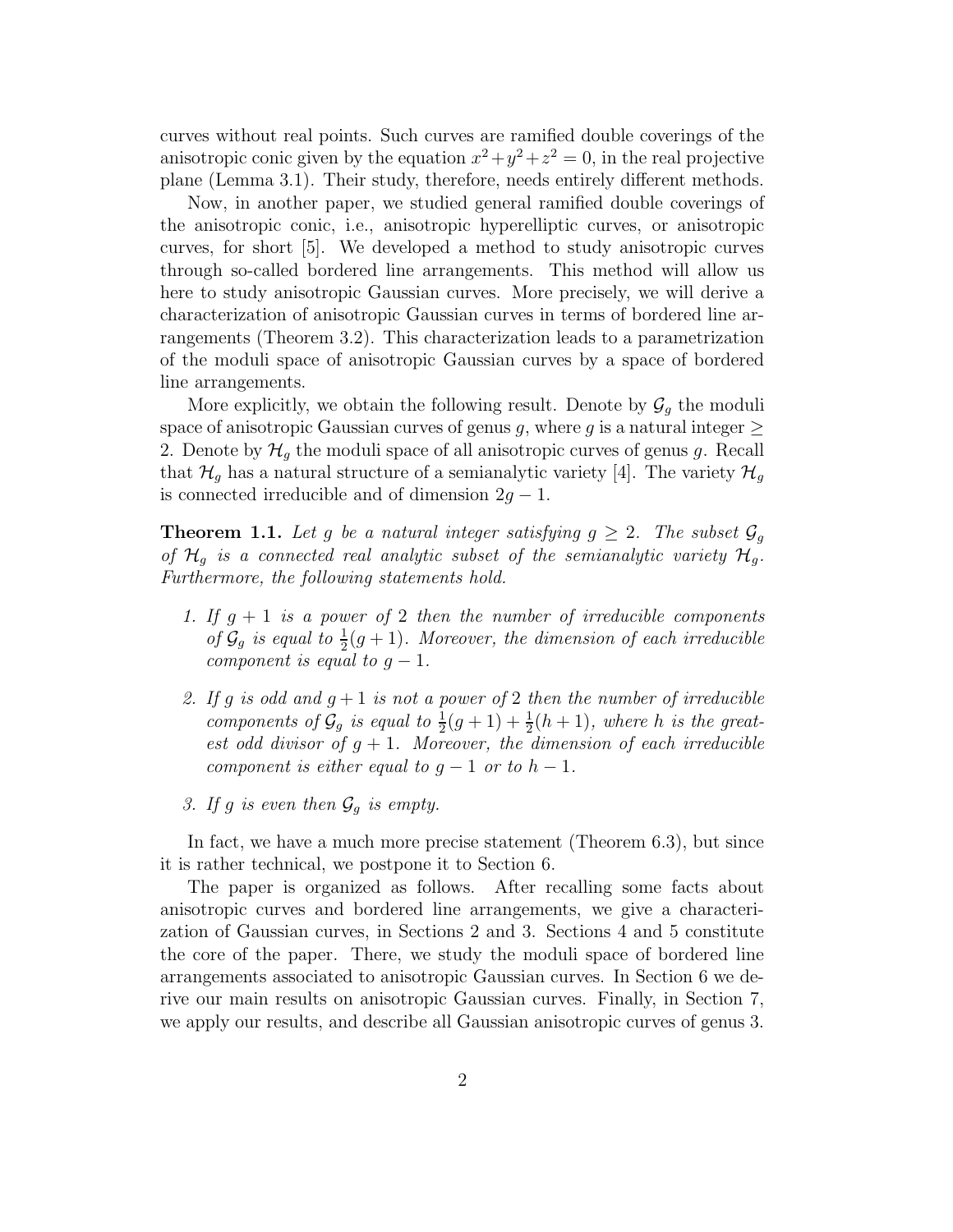curves without real points. Such curves are ramified double coverings of the anisotropic conic given by the equation $x^2+y^2+z^2=0$, in the real projective plane (Lemma 3.1). Their study, therefore, needs entirely different methods.

Now, in another paper, we studied general ramified double coverings of the anisotropic conic, i.e., anisotropic hyperelliptic curves, or anisotropic curves, for short [5]. We developed a method to study anisotropic curves through so-called bordered line arrangements. This method will allow us here to study anisotropic Gaussian curves. More precisely, we will derive a characterization of anisotropic Gaussian curves in terms of bordered line arrangements (Theorem 3.2). This characterization leads to a parametrization of the moduli space of anisotropic Gaussian curves by a space of bordered line arrangements.

More explicitly, we obtain the following result. Denote by $\mathcal{G}_g$ the moduli space of anisotropic Gaussian curves of genus $g$, where $g$ is a natural integer $\geq 2$. Denote by $\mathcal{H}_g$ the moduli space of all anisotropic curves of genus $g$. Recall that $\mathcal{H}_g$ has a natural structure of a semianalytic variety [4]. The variety $\mathcal{H}_g$ is connected irreducible and of dimension $2g-1$.

**Theorem 1.1.** *Let $g$ be a natural integer satisfying $g \geq 2$. The subset $\mathcal{G}_g$ of $\mathcal{H}_g$ is a connected real analytic subset of the semianalytic variety $\mathcal{H}_g$. Furthermore, the following statements hold.*

1. *If $g+1$ is a power of 2 then the number of irreducible components of $\mathcal{G}_g$ is equal to $\frac{1}{2}(g+1)$. Moreover, the dimension of each irreducible component is equal to $g-1$.*
2. *If $g$ is odd and $g+1$ is not a power of 2 then the number of irreducible components of $\mathcal{G}_g$ is equal to $\frac{1}{2}(g+1)+\frac{1}{2}(h+1)$, where $h$ is the greatest odd divisor of $g+1$. Moreover, the dimension of each irreducible component is either equal to $g-1$ or to $h-1$.*
3. *If $g$ is even then $\mathcal{G}_g$ is empty.*

In fact, we have a much more precise statement (Theorem 6.3), but since it is rather technical, we postpone it to Section 6.

The paper is organized as follows. After recalling some facts about anisotropic curves and bordered line arrangements, we give a characterization of Gaussian curves, in Sections 2 and 3. Sections 4 and 5 constitute the core of the paper. There, we study the moduli space of bordered line arrangements associated to anisotropic Gaussian curves. In Section 6 we derive our main results on anisotropic Gaussian curves. Finally, in Section 7, we apply our results, and describe all Gaussian anisotropic curves of genus 3.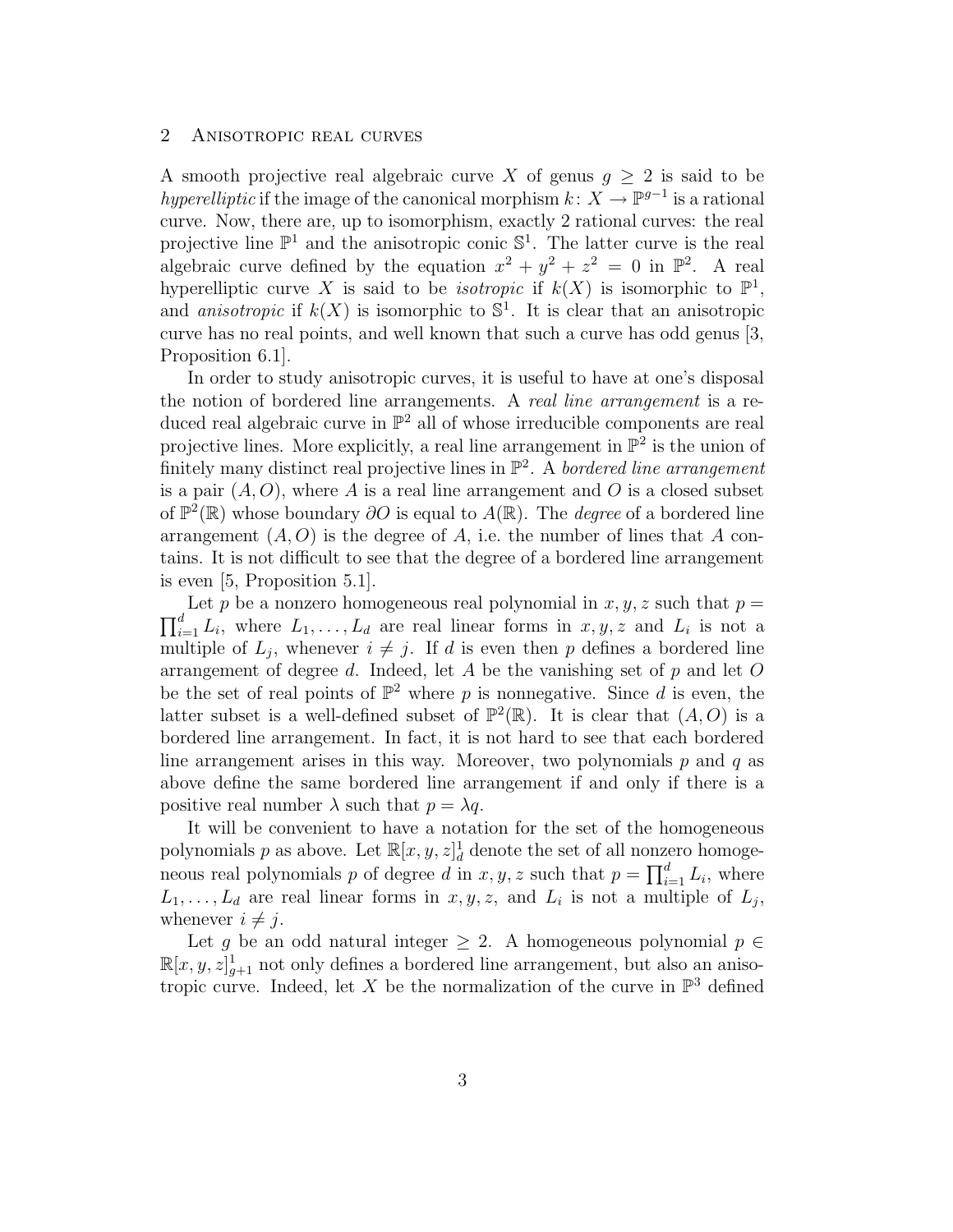## 2 Anisotropic real curves

A smooth projective real algebraic curve $X$ of genus $g \geq 2$ is said to be *hyperelliptic* if the image of the canonical morphism $k\colon X \to \mathbb{P}^{g-1}$ is a rational curve. Now, there are, up to isomorphism, exactly 2 rational curves: the real projective line $\mathbb{P}^1$ and the anisotropic conic $\mathbb{S}^1$. The latter curve is the real algebraic curve defined by the equation $x^2 + y^2 + z^2 = 0$ in $\mathbb{P}^2$. A real hyperelliptic curve $X$ is said to be *isotropic* if $k(X)$ is isomorphic to $\mathbb{P}^1$, and *anisotropic* if $k(X)$ is isomorphic to $\mathbb{S}^1$. It is clear that an anisotropic curve has no real points, and well known that such a curve has odd genus [3, Proposition 6.1].

In order to study anisotropic curves, it is useful to have at one's disposal the notion of bordered line arrangements. A *real line arrangement* is a reduced real algebraic curve in $\mathbb{P}^2$ all of whose irreducible components are real projective lines. More explicitly, a real line arrangement in $\mathbb{P}^2$ is the union of finitely many distinct real projective lines in $\mathbb{P}^2$. A *bordered line arrangement* is a pair $(A, O)$, where $A$ is a real line arrangement and $O$ is a closed subset of $\mathbb{P}^2(\mathbb{R})$ whose boundary $\partial O$ is equal to $A(\mathbb{R})$. The *degree* of a bordered line arrangement $(A, O)$ is the degree of $A$, i.e. the number of lines that $A$ contains. It is not difficult to see that the degree of a bordered line arrangement is even [5, Proposition 5.1].

Let $p$ be a nonzero homogeneous real polynomial in $x, y, z$ such that $p = \prod_{i=1}^{d} L_i$, where $L_1, \ldots, L_d$ are real linear forms in $x, y, z$ and $L_i$ is not a multiple of $L_j$, whenever $i \neq j$. If $d$ is even then $p$ defines a bordered line arrangement of degree $d$. Indeed, let $A$ be the vanishing set of $p$ and let $O$ be the set of real points of $\mathbb{P}^2$ where $p$ is nonnegative. Since $d$ is even, the latter subset is a well-defined subset of $\mathbb{P}^2(\mathbb{R})$. It is clear that $(A, O)$ is a bordered line arrangement. In fact, it is not hard to see that each bordered line arrangement arises in this way. Moreover, two polynomials $p$ and $q$ as above define the same bordered line arrangement if and only if there is a positive real number $\lambda$ such that $p = \lambda q$.

It will be convenient to have a notation for the set of the homogeneous polynomials $p$ as above. Let $\mathbb{R}[x, y, z]_d^1$ denote the set of all nonzero homogeneous real polynomials $p$ of degree $d$ in $x, y, z$ such that $p = \prod_{i=1}^{d} L_i$, where $L_1, \ldots, L_d$ are real linear forms in $x, y, z$, and $L_i$ is not a multiple of $L_j$, whenever $i \neq j$.

Let $g$ be an odd natural integer $\geq 2$. A homogeneous polynomial $p \in \mathbb{R}[x, y, z]_{g+1}^1$ not only defines a bordered line arrangement, but also an anisotropic curve. Indeed, let $X$ be the normalization of the curve in $\mathbb{P}^3$ defined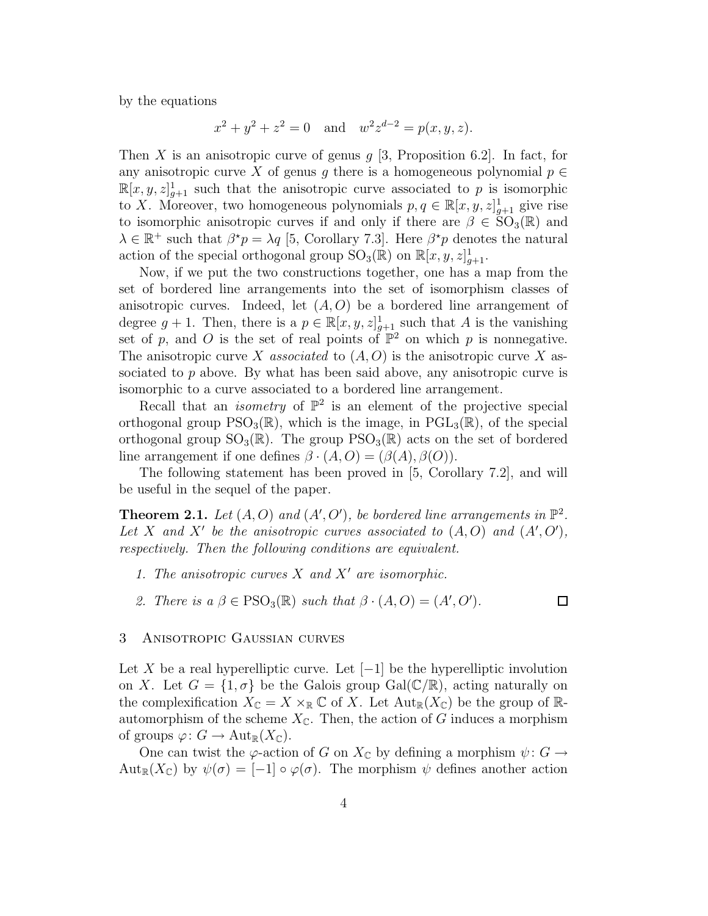by the equations

$$x^2 + y^2 + z^2 = 0 \quad \text{and} \quad w^2 z^{d-2} = p(x, y, z).$$

Then $X$ is an anisotropic curve of genus $g$ [3, Proposition 6.2]. In fact, for any anisotropic curve $X$ of genus $g$ there is a homogeneous polynomial $p \in \mathbb{R}[x, y, z]^1_{g+1}$ such that the anisotropic curve associated to $p$ is isomorphic to $X$. Moreover, two homogeneous polynomials $p, q \in \mathbb{R}[x, y, z]^1_{g+1}$ give rise to isomorphic anisotropic curves if and only if there are $\beta \in \mathrm{SO}_3(\mathbb{R})$ and $\lambda \in \mathbb{R}^+$ such that $\beta^\star p = \lambda q$ [5, Corollary 7.3]. Here $\beta^\star p$ denotes the natural action of the special orthogonal group $\mathrm{SO}_3(\mathbb{R})$ on $\mathbb{R}[x, y, z]^1_{g+1}$.

Now, if we put the two constructions together, one has a map from the set of bordered line arrangements into the set of isomorphism classes of anisotropic curves. Indeed, let $(A, O)$ be a bordered line arrangement of degree $g + 1$. Then, there is a $p \in \mathbb{R}[x, y, z]^1_{g+1}$ such that $A$ is the vanishing set of $p$, and $O$ is the set of real points of $\mathbb{P}^2$ on which $p$ is nonnegative. The anisotropic curve $X$ *associated* to $(A, O)$ is the anisotropic curve $X$ associated to $p$ above. By what has been said above, any anisotropic curve is isomorphic to a curve associated to a bordered line arrangement.

Recall that an *isometry* of $\mathbb{P}^2$ is an element of the projective special orthogonal group $\mathrm{PSO}_3(\mathbb{R})$, which is the image, in $\mathrm{PGL}_3(\mathbb{R})$, of the special orthogonal group $\mathrm{SO}_3(\mathbb{R})$. The group $\mathrm{PSO}_3(\mathbb{R})$ acts on the set of bordered line arrangement if one defines $\beta \cdot (A, O) = (\beta(A), \beta(O))$.

The following statement has been proved in [5, Corollary 7.2], and will be useful in the sequel of the paper.

**Theorem 2.1.** *Let $(A, O)$ and $(A', O')$, be bordered line arrangements in $\mathbb{P}^2$. Let $X$ and $X'$ be the anisotropic curves associated to $(A, O)$ and $(A', O')$, respectively. Then the following conditions are equivalent.*

1. *The anisotropic curves $X$ and $X'$ are isomorphic.*
2. *There is a $\beta \in \mathrm{PSO}_3(\mathbb{R})$ such that $\beta \cdot (A, O) = (A', O')$.* $\square$

## 3 Anisotropic Gaussian curves

Let $X$ be a real hyperelliptic curve. Let $[-1]$ be the hyperelliptic involution on $X$. Let $G = \{1, \sigma\}$ be the Galois group $\mathrm{Gal}(\mathbb{C}/\mathbb{R})$, acting naturally on the complexification $X_\mathbb{C} = X \times_\mathbb{R} \mathbb{C}$ of $X$. Let $\mathrm{Aut}_\mathbb{R}(X_\mathbb{C})$ be the group of $\mathbb{R}$-automorphism of the scheme $X_\mathbb{C}$. Then, the action of $G$ induces a morphism of groups $\varphi\colon G \to \mathrm{Aut}_\mathbb{R}(X_\mathbb{C})$.

One can twist the $\varphi$-action of $G$ on $X_\mathbb{C}$ by defining a morphism $\psi\colon G \to \mathrm{Aut}_\mathbb{R}(X_\mathbb{C})$ by $\psi(\sigma) = [-1] \circ \varphi(\sigma)$. The morphism $\psi$ defines another action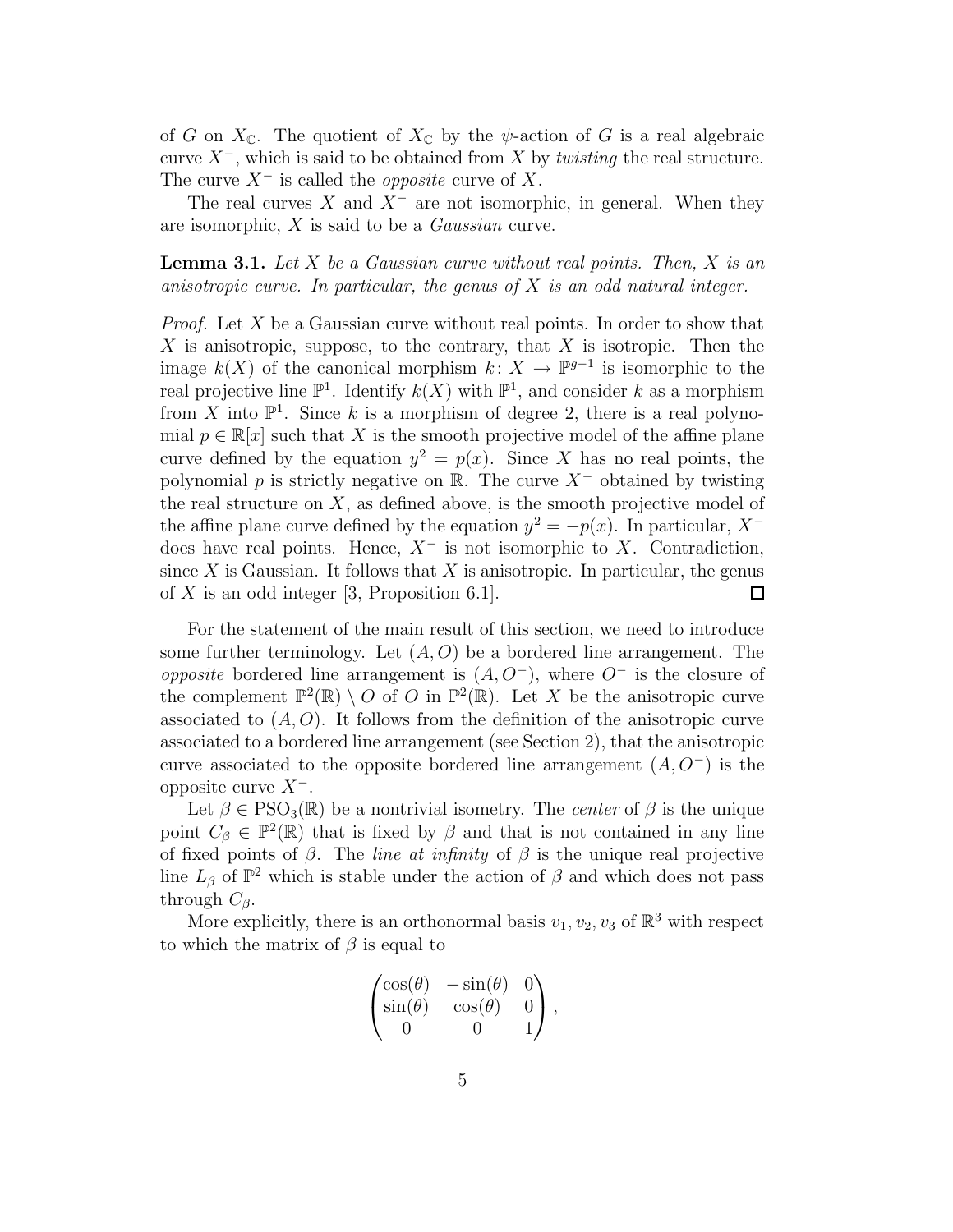of $G$ on $X_{\mathbb{C}}$. The quotient of $X_{\mathbb{C}}$ by the $\psi$-action of $G$ is a real algebraic curve $X^-$, which is said to be obtained from $X$ by *twisting* the real structure. The curve $X^-$ is called the *opposite* curve of $X$.

The real curves $X$ and $X^-$ are not isomorphic, in general. When they are isomorphic, $X$ is said to be a *Gaussian* curve.

**Lemma 3.1.** *Let $X$ be a Gaussian curve without real points. Then, $X$ is an anisotropic curve. In particular, the genus of $X$ is an odd natural integer.*

*Proof.* Let $X$ be a Gaussian curve without real points. In order to show that $X$ is anisotropic, suppose, to the contrary, that $X$ is isotropic. Then the image $k(X)$ of the canonical morphism $k\colon X \to \mathbb{P}^{g-1}$ is isomorphic to the real projective line $\mathbb{P}^1$. Identify $k(X)$ with $\mathbb{P}^1$, and consider $k$ as a morphism from $X$ into $\mathbb{P}^1$. Since $k$ is a morphism of degree 2, there is a real polynomial $p \in \mathbb{R}[x]$ such that $X$ is the smooth projective model of the affine plane curve defined by the equation $y^2 = p(x)$. Since $X$ has no real points, the polynomial $p$ is strictly negative on $\mathbb{R}$. The curve $X^-$ obtained by twisting the real structure on $X$, as defined above, is the smooth projective model of the affine plane curve defined by the equation $y^2 = -p(x)$. In particular, $X^-$ does have real points. Hence, $X^-$ is not isomorphic to $X$. Contradiction, since $X$ is Gaussian. It follows that $X$ is anisotropic. In particular, the genus of $X$ is an odd integer [3, Proposition 6.1]. $\square$

For the statement of the main result of this section, we need to introduce some further terminology. Let $(A, O)$ be a bordered line arrangement. The *opposite* bordered line arrangement is $(A, O^-)$, where $O^-$ is the closure of the complement $\mathbb{P}^2(\mathbb{R}) \setminus O$ of $O$ in $\mathbb{P}^2(\mathbb{R})$. Let $X$ be the anisotropic curve associated to $(A, O)$. It follows from the definition of the anisotropic curve associated to a bordered line arrangement (see Section 2), that the anisotropic curve associated to the opposite bordered line arrangement $(A, O^-)$ is the opposite curve $X^-$.

Let $\beta \in \mathrm{PSO}_3(\mathbb{R})$ be a nontrivial isometry. The *center* of $\beta$ is the unique point $C_\beta \in \mathbb{P}^2(\mathbb{R})$ that is fixed by $\beta$ and that is not contained in any line of fixed points of $\beta$. The *line at infinity* of $\beta$ is the unique real projective line $L_\beta$ of $\mathbb{P}^2$ which is stable under the action of $\beta$ and which does not pass through $C_\beta$.

More explicitly, there is an orthonormal basis $v_1, v_2, v_3$ of $\mathbb{R}^3$ with respect to which the matrix of $\beta$ is equal to

$$\begin{pmatrix} \cos(\theta) & -\sin(\theta) & 0 \\ \sin(\theta) & \cos(\theta) & 0 \\ 0 & 0 & 1 \end{pmatrix},$$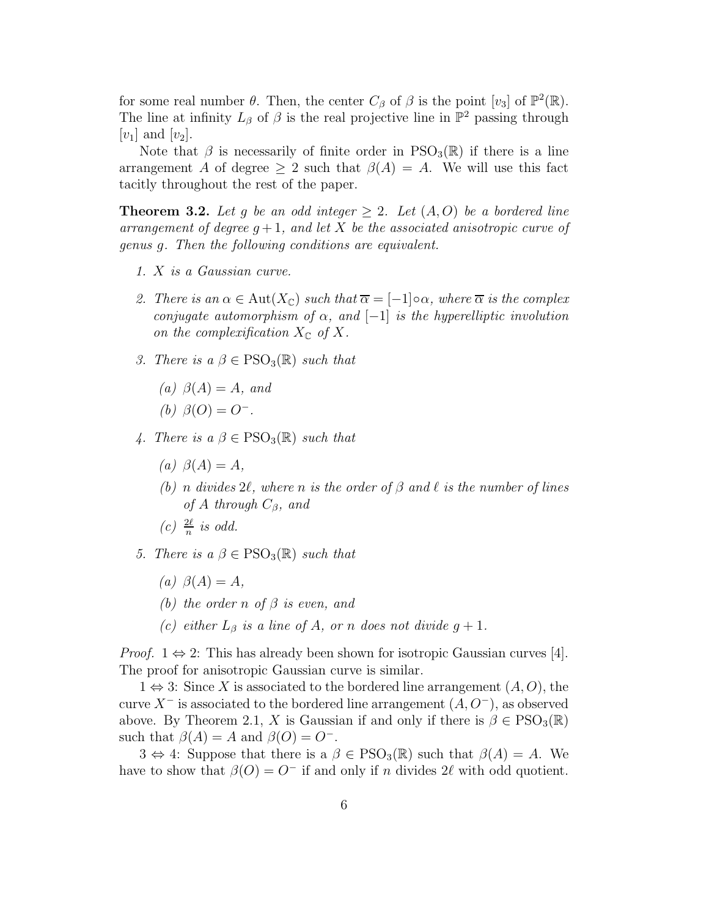for some real number $\theta$. Then, the center $C_\beta$ of $\beta$ is the point $[v_3]$ of $\mathbb{P}^2(\mathbb{R})$. The line at infinity $L_\beta$ of $\beta$ is the real projective line in $\mathbb{P}^2$ passing through $[v_1]$ and $[v_2]$.

Note that $\beta$ is necessarily of finite order in $\mathrm{PSO}_3(\mathbb{R})$ if there is a line arrangement $A$ of degree $\geq 2$ such that $\beta(A) = A$. We will use this fact tacitly throughout the rest of the paper.

**Theorem 3.2.** *Let $g$ be an odd integer $\geq 2$. Let $(A, O)$ be a bordered line arrangement of degree $g+1$, and let $X$ be the associated anisotropic curve of genus $g$. Then the following conditions are equivalent.*

1. *$X$ is a Gaussian curve.*
2. *There is an $\alpha \in \mathrm{Aut}(X_{\mathbb{C}})$ such that $\overline{\alpha} = [-1] \circ \alpha$, where $\overline{\alpha}$ is the complex conjugate automorphism of $\alpha$, and $[-1]$ is the hyperelliptic involution on the complexification $X_{\mathbb{C}}$ of $X$.*
3. *There is a $\beta \in \mathrm{PSO}_3(\mathbb{R})$ such that*
   - *(a) $\beta(A) = A$, and*
   - *(b) $\beta(O) = O^-$.*
4. *There is a $\beta \in \mathrm{PSO}_3(\mathbb{R})$ such that*
   - *(a) $\beta(A) = A$,*
   - *(b) $n$ divides $2\ell$, where $n$ is the order of $\beta$ and $\ell$ is the number of lines of $A$ through $C_\beta$, and*
   - *(c) $\frac{2\ell}{n}$ is odd.*
5. *There is a $\beta \in \mathrm{PSO}_3(\mathbb{R})$ such that*
   - *(a) $\beta(A) = A$,*
   - *(b) the order $n$ of $\beta$ is even, and*
   - *(c) either $L_\beta$ is a line of $A$, or $n$ does not divide $g+1$.*

*Proof.* $1 \Leftrightarrow 2$: This has already been shown for isotropic Gaussian curves [4]. The proof for anisotropic Gaussian curve is similar.

$1 \Leftrightarrow 3$: Since $X$ is associated to the bordered line arrangement $(A, O)$, the curve $X^-$ is associated to the bordered line arrangement $(A, O^-)$, as observed above. By Theorem 2.1, $X$ is Gaussian if and only if there is $\beta \in \mathrm{PSO}_3(\mathbb{R})$ such that $\beta(A) = A$ and $\beta(O) = O^-$.

$3 \Leftrightarrow 4$: Suppose that there is a $\beta \in \mathrm{PSO}_3(\mathbb{R})$ such that $\beta(A) = A$. We have to show that $\beta(O) = O^-$ if and only if $n$ divides $2\ell$ with odd quotient.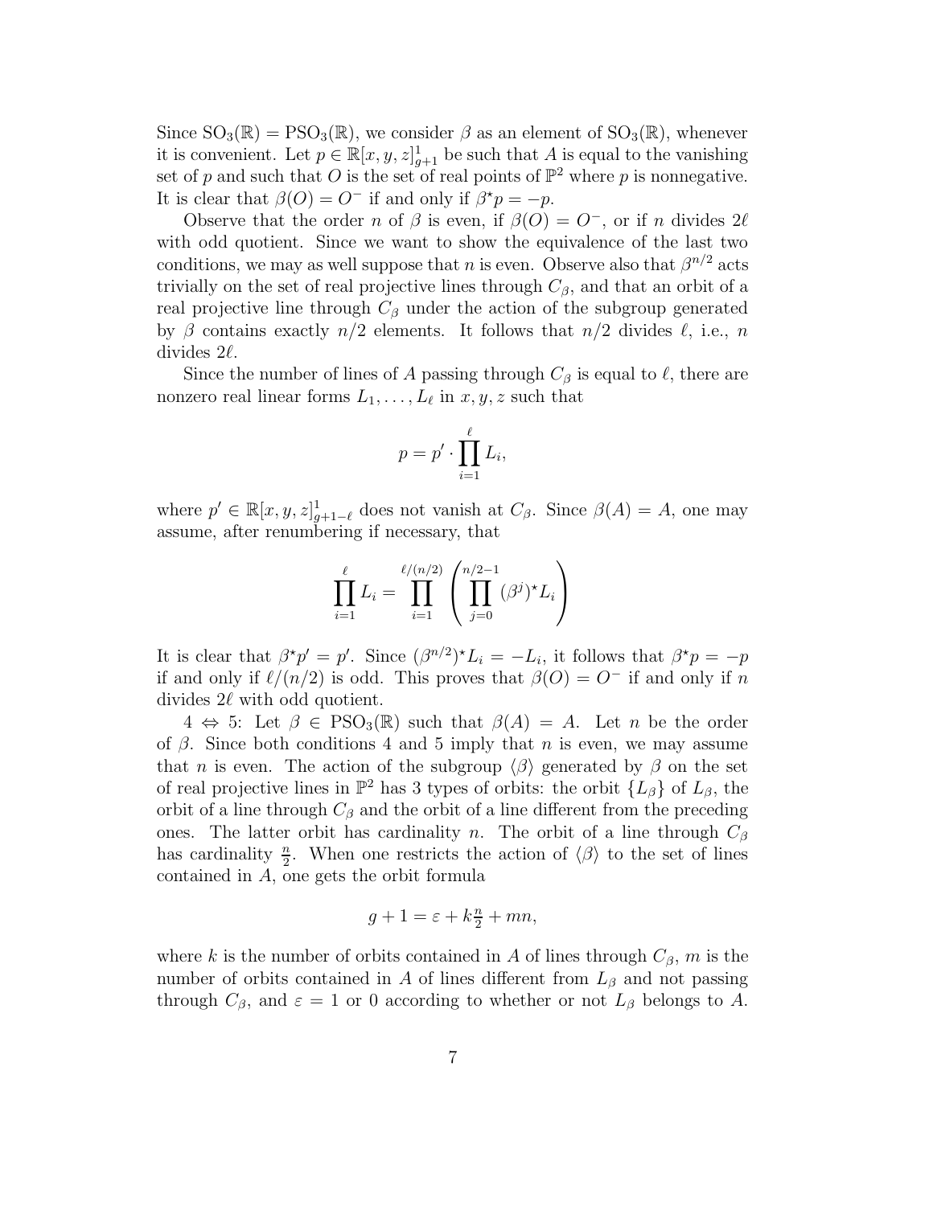Since $\mathrm{SO}_3(\mathbb{R}) = \mathrm{PSO}_3(\mathbb{R})$, we consider $\beta$ as an element of $\mathrm{SO}_3(\mathbb{R})$, whenever it is convenient. Let $p \in \mathbb{R}[x,y,z]^1_{g+1}$ be such that $A$ is equal to the vanishing set of $p$ and such that $O$ is the set of real points of $\mathbb{P}^2$ where $p$ is nonnegative. It is clear that $\beta(O) = O^-$ if and only if $\beta^\star p = -p$.

Observe that the order $n$ of $\beta$ is even, if $\beta(O) = O^-$, or if $n$ divides $2\ell$ with odd quotient. Since we want to show the equivalence of the last two conditions, we may as well suppose that $n$ is even. Observe also that $\beta^{n/2}$ acts trivially on the set of real projective lines through $C_\beta$, and that an orbit of a real projective line through $C_\beta$ under the action of the subgroup generated by $\beta$ contains exactly $n/2$ elements. It follows that $n/2$ divides $\ell$, i.e., $n$ divides $2\ell$.

Since the number of lines of $A$ passing through $C_\beta$ is equal to $\ell$, there are nonzero real linear forms $L_1, \ldots, L_\ell$ in $x, y, z$ such that

$$p = p' \cdot \prod_{i=1}^{\ell} L_i,$$

where $p' \in \mathbb{R}[x,y,z]^1_{g+1-\ell}$ does not vanish at $C_\beta$. Since $\beta(A) = A$, one may assume, after renumbering if necessary, that

$$\prod_{i=1}^{\ell} L_i = \prod_{i=1}^{\ell/(n/2)} \left( \prod_{j=0}^{n/2-1} (\beta^j)^\star L_i \right)$$

It is clear that $\beta^\star p' = p'$. Since $(\beta^{n/2})^\star L_i = -L_i$, it follows that $\beta^\star p = -p$ if and only if $\ell/(n/2)$ is odd. This proves that $\beta(O) = O^-$ if and only if $n$ divides $2\ell$ with odd quotient.

$4 \Leftrightarrow 5$: Let $\beta \in \mathrm{PSO}_3(\mathbb{R})$ such that $\beta(A) = A$. Let $n$ be the order of $\beta$. Since both conditions 4 and 5 imply that $n$ is even, we may assume that $n$ is even. The action of the subgroup $\langle\beta\rangle$ generated by $\beta$ on the set of real projective lines in $\mathbb{P}^2$ has 3 types of orbits: the orbit $\{L_\beta\}$ of $L_\beta$, the orbit of a line through $C_\beta$ and the orbit of a line different from the preceding ones. The latter orbit has cardinality $n$. The orbit of a line through $C_\beta$ has cardinality $\frac{n}{2}$. When one restricts the action of $\langle\beta\rangle$ to the set of lines contained in $A$, one gets the orbit formula

$$g + 1 = \varepsilon + k\tfrac{n}{2} + mn,$$

where $k$ is the number of orbits contained in $A$ of lines through $C_\beta$, $m$ is the number of orbits contained in $A$ of lines different from $L_\beta$ and not passing through $C_\beta$, and $\varepsilon = 1$ or $0$ according to whether or not $L_\beta$ belongs to $A$.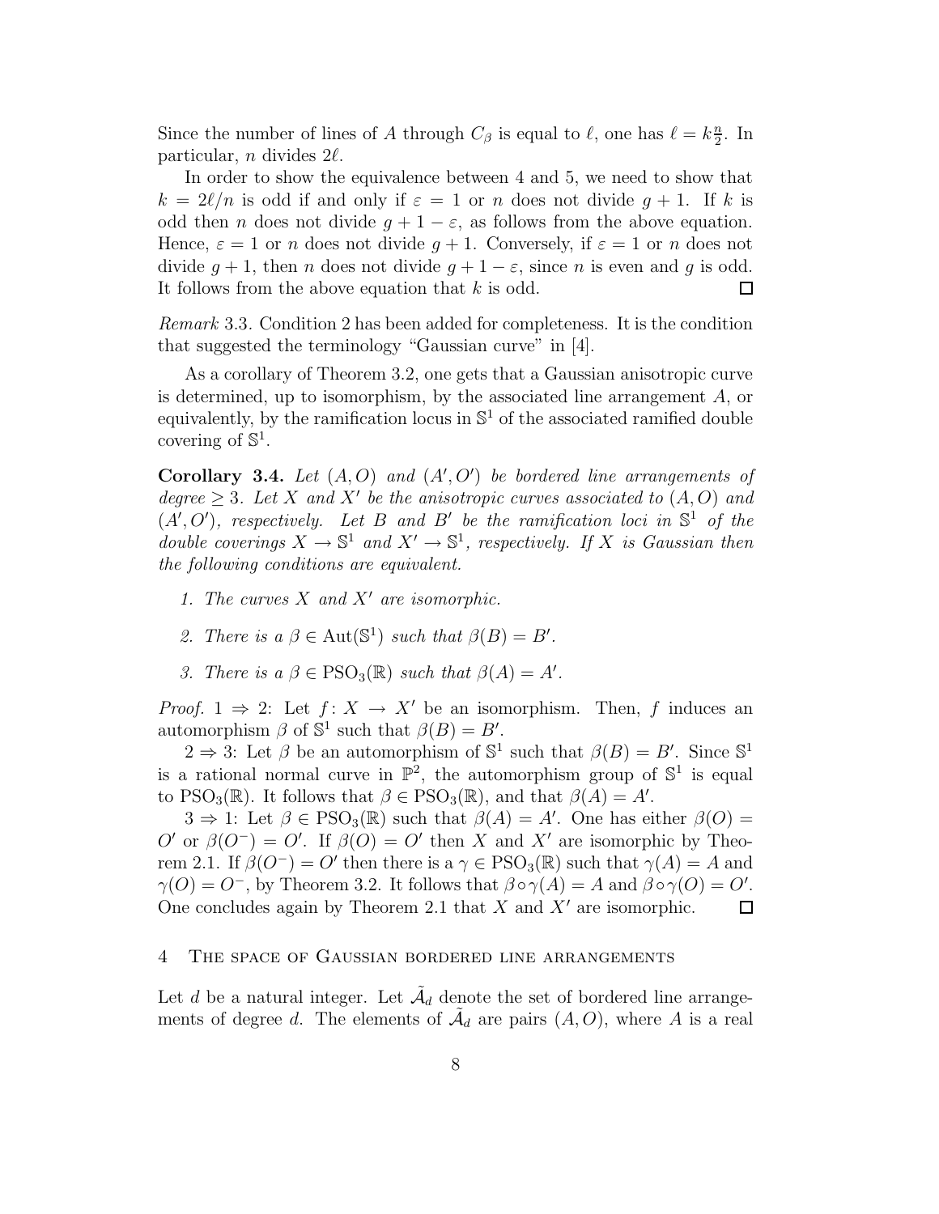Since the number of lines of $A$ through $C_\beta$ is equal to $\ell$, one has $\ell = k\frac{n}{2}$. In particular, $n$ divides $2\ell$.

In order to show the equivalence between 4 and 5, we need to show that $k = 2\ell/n$ is odd if and only if $\varepsilon = 1$ or $n$ does not divide $g+1$. If $k$ is odd then $n$ does not divide $g+1-\varepsilon$, as follows from the above equation. Hence, $\varepsilon = 1$ or $n$ does not divide $g+1$. Conversely, if $\varepsilon = 1$ or $n$ does not divide $g+1$, then $n$ does not divide $g+1-\varepsilon$, since $n$ is even and $g$ is odd. It follows from the above equation that $k$ is odd. $\square$

*Remark* 3.3. Condition 2 has been added for completeness. It is the condition that suggested the terminology "Gaussian curve" in [4].

As a corollary of Theorem 3.2, one gets that a Gaussian anisotropic curve is determined, up to isomorphism, by the associated line arrangement $A$, or equivalently, by the ramification locus in $\mathbb{S}^1$ of the associated ramified double covering of $\mathbb{S}^1$.

**Corollary 3.4.** *Let $(A, O)$ and $(A', O')$ be bordered line arrangements of degree $\geq 3$. Let $X$ and $X'$ be the anisotropic curves associated to $(A, O)$ and $(A', O')$, respectively. Let $B$ and $B'$ be the ramification loci in $\mathbb{S}^1$ of the double coverings $X \to \mathbb{S}^1$ and $X' \to \mathbb{S}^1$, respectively. If $X$ is Gaussian then the following conditions are equivalent.*

1. *The curves $X$ and $X'$ are isomorphic.*
2. *There is a $\beta \in \operatorname{Aut}(\mathbb{S}^1)$ such that $\beta(B) = B'$.*
3. *There is a $\beta \in \mathrm{PSO}_3(\mathbb{R})$ such that $\beta(A) = A'$.*

*Proof.* $1 \Rightarrow 2$: Let $f\colon X \to X'$ be an isomorphism. Then, $f$ induces an automorphism $\beta$ of $\mathbb{S}^1$ such that $\beta(B) = B'$.

$2 \Rightarrow 3$: Let $\beta$ be an automorphism of $\mathbb{S}^1$ such that $\beta(B) = B'$. Since $\mathbb{S}^1$ is a rational normal curve in $\mathbb{P}^2$, the automorphism group of $\mathbb{S}^1$ is equal to $\mathrm{PSO}_3(\mathbb{R})$. It follows that $\beta \in \mathrm{PSO}_3(\mathbb{R})$, and that $\beta(A) = A'$.

$3 \Rightarrow 1$: Let $\beta \in \mathrm{PSO}_3(\mathbb{R})$ such that $\beta(A) = A'$. One has either $\beta(O) = O'$ or $\beta(O^-) = O'$. If $\beta(O) = O'$ then $X$ and $X'$ are isomorphic by Theorem 2.1. If $\beta(O^-) = O'$ then there is a $\gamma \in \mathrm{PSO}_3(\mathbb{R})$ such that $\gamma(A) = A$ and $\gamma(O) = O^-$, by Theorem 3.2. It follows that $\beta \circ \gamma(A) = A$ and $\beta \circ \gamma(O) = O'$. One concludes again by Theorem 2.1 that $X$ and $X'$ are isomorphic. $\square$

## 4 The space of Gaussian bordered line arrangements

Let $d$ be a natural integer. Let $\tilde{\mathcal{A}}_d$ denote the set of bordered line arrangements of degree $d$. The elements of $\tilde{\mathcal{A}}_d$ are pairs $(A, O)$, where $A$ is a real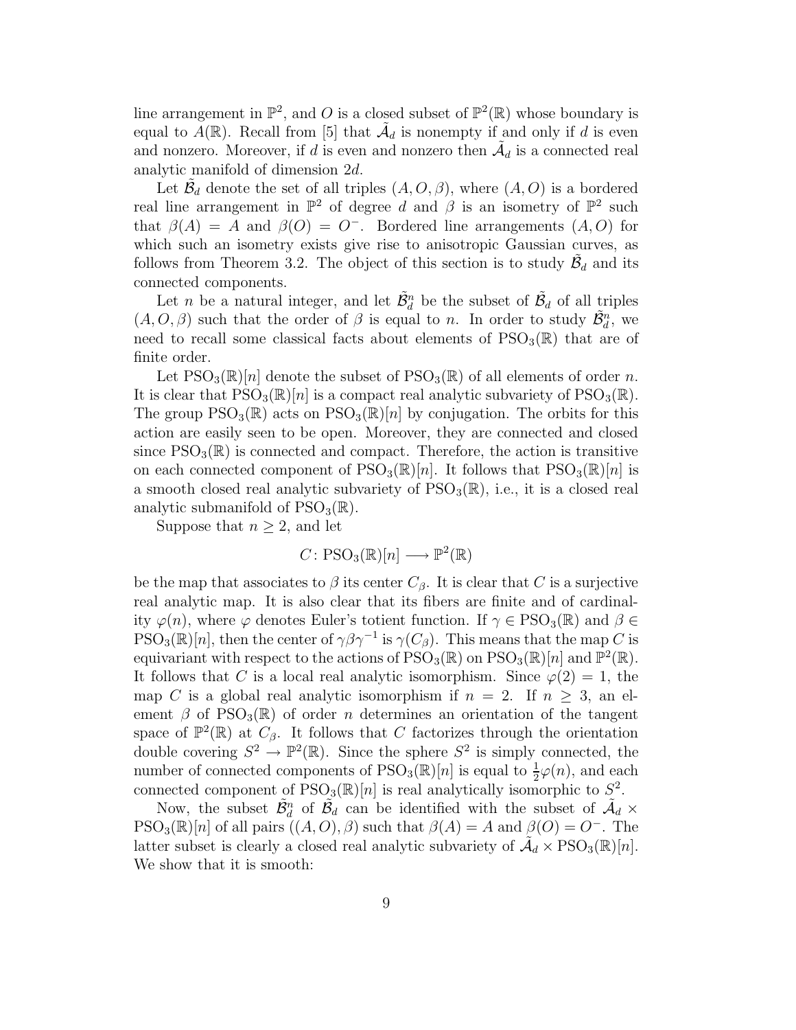line arrangement in $\mathbb{P}^2$, and $O$ is a closed subset of $\mathbb{P}^2(\mathbb{R})$ whose boundary is equal to $A(\mathbb{R})$. Recall from [5] that $\tilde{\mathcal{A}}_d$ is nonempty if and only if $d$ is even and nonzero. Moreover, if $d$ is even and nonzero then $\tilde{\mathcal{A}}_d$ is a connected real analytic manifold of dimension $2d$.

Let $\tilde{\mathcal{B}}_d$ denote the set of all triples $(A, O, \beta)$, where $(A, O)$ is a bordered real line arrangement in $\mathbb{P}^2$ of degree $d$ and $\beta$ is an isometry of $\mathbb{P}^2$ such that $\beta(A) = A$ and $\beta(O) = O^-$. Bordered line arrangements $(A, O)$ for which such an isometry exists give rise to anisotropic Gaussian curves, as follows from Theorem 3.2. The object of this section is to study $\tilde{\mathcal{B}}_d$ and its connected components.

Let $n$ be a natural integer, and let $\tilde{\mathcal{B}}_d^n$ be the subset of $\tilde{\mathcal{B}}_d$ of all triples $(A, O, \beta)$ such that the order of $\beta$ is equal to $n$. In order to study $\tilde{\mathcal{B}}_d^n$, we need to recall some classical facts about elements of $\mathrm{PSO}_3(\mathbb{R})$ that are of finite order.

Let $\mathrm{PSO}_3(\mathbb{R})[n]$ denote the subset of $\mathrm{PSO}_3(\mathbb{R})$ of all elements of order $n$. It is clear that $\mathrm{PSO}_3(\mathbb{R})[n]$ is a compact real analytic subvariety of $\mathrm{PSO}_3(\mathbb{R})$. The group $\mathrm{PSO}_3(\mathbb{R})$ acts on $\mathrm{PSO}_3(\mathbb{R})[n]$ by conjugation. The orbits for this action are easily seen to be open. Moreover, they are connected and closed since $\mathrm{PSO}_3(\mathbb{R})$ is connected and compact. Therefore, the action is transitive on each connected component of $\mathrm{PSO}_3(\mathbb{R})[n]$. It follows that $\mathrm{PSO}_3(\mathbb{R})[n]$ is a smooth closed real analytic subvariety of $\mathrm{PSO}_3(\mathbb{R})$, i.e., it is a closed real analytic submanifold of $\mathrm{PSO}_3(\mathbb{R})$.

Suppose that $n \geq 2$, and let

$$C\colon \mathrm{PSO}_3(\mathbb{R})[n] \longrightarrow \mathbb{P}^2(\mathbb{R})$$

be the map that associates to $\beta$ its center $C_\beta$. It is clear that $C$ is a surjective real analytic map. It is also clear that its fibers are finite and of cardinality $\varphi(n)$, where $\varphi$ denotes Euler's totient function. If $\gamma \in \mathrm{PSO}_3(\mathbb{R})$ and $\beta \in \mathrm{PSO}_3(\mathbb{R})[n]$, then the center of $\gamma\beta\gamma^{-1}$ is $\gamma(C_\beta)$. This means that the map $C$ is equivariant with respect to the actions of $\mathrm{PSO}_3(\mathbb{R})$ on $\mathrm{PSO}_3(\mathbb{R})[n]$ and $\mathbb{P}^2(\mathbb{R})$. It follows that $C$ is a local real analytic isomorphism. Since $\varphi(2) = 1$, the map $C$ is a global real analytic isomorphism if $n = 2$. If $n \geq 3$, an element $\beta$ of $\mathrm{PSO}_3(\mathbb{R})$ of order $n$ determines an orientation of the tangent space of $\mathbb{P}^2(\mathbb{R})$ at $C_\beta$. It follows that $C$ factorizes through the orientation double covering $S^2 \to \mathbb{P}^2(\mathbb{R})$. Since the sphere $S^2$ is simply connected, the number of connected components of $\mathrm{PSO}_3(\mathbb{R})[n]$ is equal to $\frac{1}{2}\varphi(n)$, and each connected component of $\mathrm{PSO}_3(\mathbb{R})[n]$ is real analytically isomorphic to $S^2$.

Now, the subset $\tilde{\mathcal{B}}_d^n$ of $\tilde{\mathcal{B}}_d$ can be identified with the subset of $\tilde{\mathcal{A}}_d \times \mathrm{PSO}_3(\mathbb{R})[n]$ of all pairs $((A, O), \beta)$ such that $\beta(A) = A$ and $\beta(O) = O^-$. The latter subset is clearly a closed real analytic subvariety of $\tilde{\mathcal{A}}_d \times \mathrm{PSO}_3(\mathbb{R})[n]$. We show that it is smooth: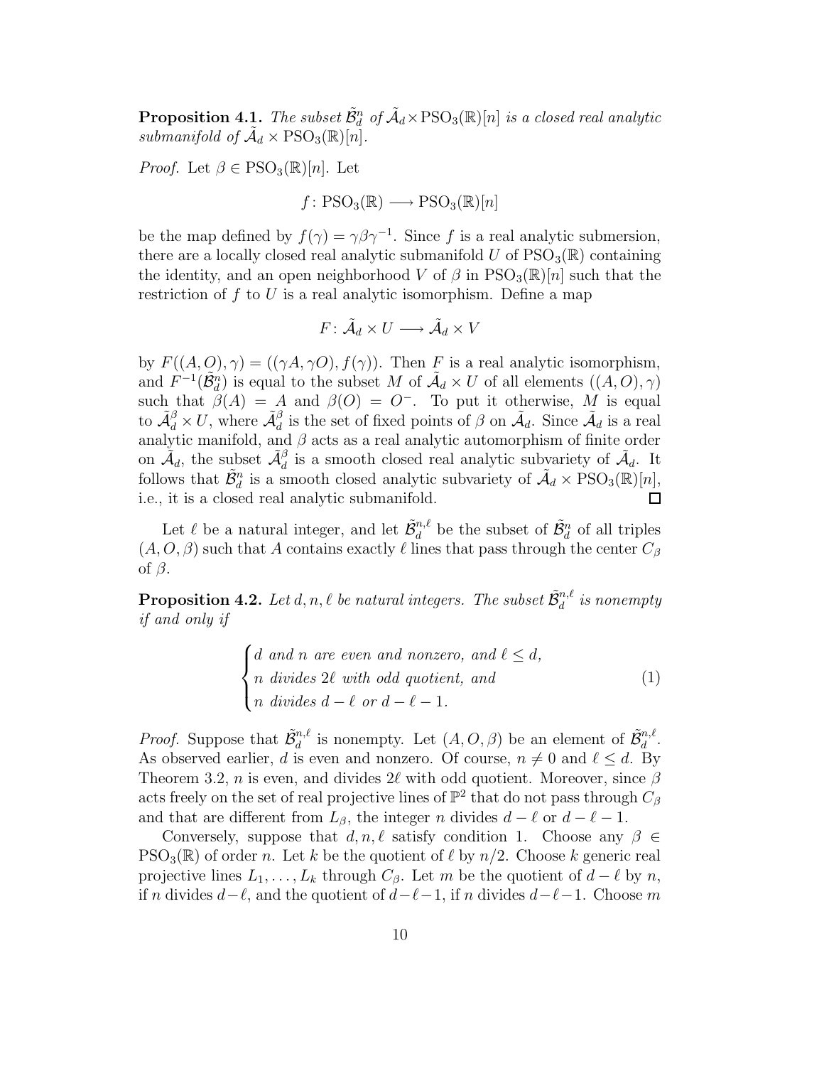**Proposition 4.1.** *The subset $\tilde{\mathcal{B}}_d^n$ of $\tilde{\mathcal{A}}_d \times \mathrm{PSO}_3(\mathbb{R})[n]$ is a closed real analytic submanifold of $\tilde{\mathcal{A}}_d \times \mathrm{PSO}_3(\mathbb{R})[n]$.*

*Proof.* Let $\beta \in \mathrm{PSO}_3(\mathbb{R})[n]$. Let

$$f\colon \mathrm{PSO}_3(\mathbb{R}) \longrightarrow \mathrm{PSO}_3(\mathbb{R})[n]$$

be the map defined by $f(\gamma) = \gamma\beta\gamma^{-1}$. Since $f$ is a real analytic submersion, there are a locally closed real analytic submanifold $U$ of $\mathrm{PSO}_3(\mathbb{R})$ containing the identity, and an open neighborhood $V$ of $\beta$ in $\mathrm{PSO}_3(\mathbb{R})[n]$ such that the restriction of $f$ to $U$ is a real analytic isomorphism. Define a map

$$F\colon \tilde{\mathcal{A}}_d \times U \longrightarrow \tilde{\mathcal{A}}_d \times V$$

by $F((A, O), \gamma) = ((\gamma A, \gamma O), f(\gamma))$. Then $F$ is a real analytic isomorphism, and $F^{-1}(\tilde{\mathcal{B}}_d^n)$ is equal to the subset $M$ of $\tilde{\mathcal{A}}_d \times U$ of all elements $((A, O), \gamma)$ such that $\beta(A) = A$ and $\beta(O) = O^-$. To put it otherwise, $M$ is equal to $\tilde{\mathcal{A}}_d^\beta \times U$, where $\tilde{\mathcal{A}}_d^\beta$ is the set of fixed points of $\beta$ on $\tilde{\mathcal{A}}_d$. Since $\tilde{\mathcal{A}}_d$ is a real analytic manifold, and $\beta$ acts as a real analytic automorphism of finite order on $\tilde{\mathcal{A}}_d$, the subset $\tilde{\mathcal{A}}_d^\beta$ is a smooth closed real analytic subvariety of $\tilde{\mathcal{A}}_d$. It follows that $\tilde{\mathcal{B}}_d^n$ is a smooth closed analytic subvariety of $\tilde{\mathcal{A}}_d \times \mathrm{PSO}_3(\mathbb{R})[n]$, i.e., it is a closed real analytic submanifold. $\square$

Let $\ell$ be a natural integer, and let $\tilde{\mathcal{B}}_d^{n,\ell}$ be the subset of $\tilde{\mathcal{B}}_d^n$ of all triples $(A, O, \beta)$ such that $A$ contains exactly $\ell$ lines that pass through the center $C_\beta$ of $\beta$.

**Proposition 4.2.** *Let $d, n, \ell$ be natural integers. The subset $\tilde{\mathcal{B}}_d^{n,\ell}$ is nonempty if and only if*

$$\begin{cases} d \text{ and } n \text{ are even and nonzero, and } \ell \le d, \\ n \text{ divides } 2\ell \text{ with odd quotient, and} \\ n \text{ divides } d - \ell \text{ or } d - \ell - 1. \end{cases} \tag{1}$$

*Proof.* Suppose that $\tilde{\mathcal{B}}_d^{n,\ell}$ is nonempty. Let $(A, O, \beta)$ be an element of $\tilde{\mathcal{B}}_d^{n,\ell}$. As observed earlier, $d$ is even and nonzero. Of course, $n \neq 0$ and $\ell \le d$. By Theorem 3.2, $n$ is even, and divides $2\ell$ with odd quotient. Moreover, since $\beta$ acts freely on the set of real projective lines of $\mathbb{P}^2$ that do not pass through $C_\beta$ and that are different from $L_\beta$, the integer $n$ divides $d - \ell$ or $d - \ell - 1$.

Conversely, suppose that $d, n, \ell$ satisfy condition 1. Choose any $\beta \in \mathrm{PSO}_3(\mathbb{R})$ of order $n$. Let $k$ be the quotient of $\ell$ by $n/2$. Choose $k$ generic real projective lines $L_1, \ldots, L_k$ through $C_\beta$. Let $m$ be the quotient of $d - \ell$ by $n$, if $n$ divides $d-\ell$, and the quotient of $d-\ell-1$, if $n$ divides $d-\ell-1$. Choose $m$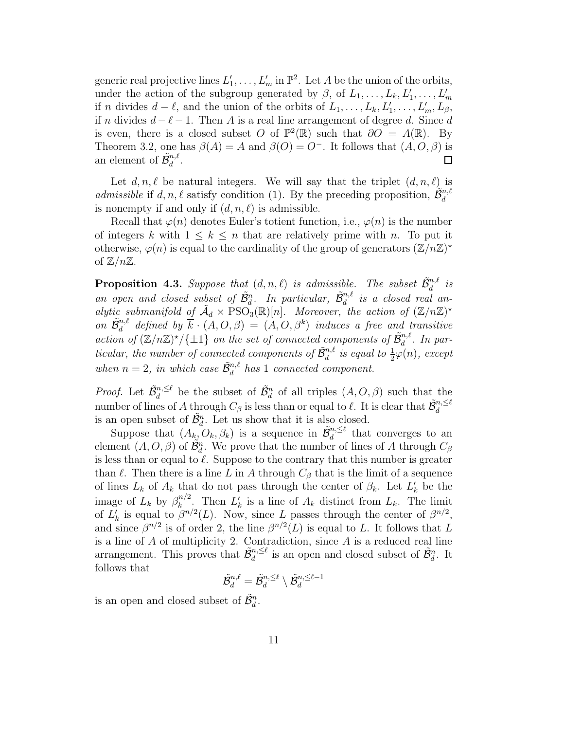generic real projective lines $L'_1, \ldots, L'_m$ in $\mathbb{P}^2$. Let $A$ be the union of the orbits, under the action of the subgroup generated by $\beta$, of $L_1, \ldots, L_k, L'_1, \ldots, L'_m$ if $n$ divides $d - \ell$, and the union of the orbits of $L_1, \ldots, L_k, L'_1, \ldots, L'_m, L_\beta$, if $n$ divides $d - \ell - 1$. Then $A$ is a real line arrangement of degree $d$. Since $d$ is even, there is a closed subset $O$ of $\mathbb{P}^2(\mathbb{R})$ such that $\partial O = A(\mathbb{R})$. By Theorem 3.2, one has $\beta(A) = A$ and $\beta(O) = O^-$. It follows that $(A, O, \beta)$ is an element of $\tilde{\mathcal{B}}_d^{n,\ell}$. $\square$

Let $d, n, \ell$ be natural integers. We will say that the triplet $(d, n, \ell)$ is *admissible* if $d, n, \ell$ satisfy condition (1). By the preceding proposition, $\tilde{\mathcal{B}}_d^{n,\ell}$ is nonempty if and only if $(d, n, \ell)$ is admissible.

Recall that $\varphi(n)$ denotes Euler's totient function, i.e., $\varphi(n)$ is the number of integers $k$ with $1 \leq k \leq n$ that are relatively prime with $n$. To put it otherwise, $\varphi(n)$ is equal to the cardinality of the group of generators $(\mathbb{Z}/n\mathbb{Z})^\star$ of $\mathbb{Z}/n\mathbb{Z}$.

**Proposition 4.3.** *Suppose that $(d, n, \ell)$ is admissible. The subset $\tilde{\mathcal{B}}_d^{n,\ell}$ is an open and closed subset of $\tilde{\mathcal{B}}_d^n$. In particular, $\tilde{\mathcal{B}}_d^{n,\ell}$ is a closed real analytic submanifold of $\tilde{\mathcal{A}}_d \times \mathrm{PSO}_3(\mathbb{R})[n]$. Moreover, the action of $(\mathbb{Z}/n\mathbb{Z})^\star$ on $\tilde{\mathcal{B}}_d^{n,\ell}$ defined by $\overline{k} \cdot (A, O, \beta) = (A, O, \beta^k)$ induces a free and transitive action of $(\mathbb{Z}/n\mathbb{Z})^\star/\{\pm 1\}$ on the set of connected components of $\tilde{\mathcal{B}}_d^{n,\ell}$. In particular, the number of connected components of $\tilde{\mathcal{B}}_d^{n,\ell}$ is equal to $\frac{1}{2}\varphi(n)$, except when $n = 2$, in which case $\tilde{\mathcal{B}}_d^{n,\ell}$ has 1 connected component.*

*Proof.* Let $\tilde{\mathcal{B}}_d^{n,\leq\ell}$ be the subset of $\tilde{\mathcal{B}}_d^n$ of all triples $(A, O, \beta)$ such that the number of lines of $A$ through $C_\beta$ is less than or equal to $\ell$. It is clear that $\tilde{\mathcal{B}}_d^{n,\leq\ell}$ is an open subset of $\tilde{\mathcal{B}}_d^n$. Let us show that it is also closed.

Suppose that $(A_k, O_k, \beta_k)$ is a sequence in $\tilde{\mathcal{B}}_d^{n,\leq\ell}$ that converges to an element $(A, O, \beta)$ of $\tilde{\mathcal{B}}_d^n$. We prove that the number of lines of $A$ through $C_\beta$ is less than or equal to $\ell$. Suppose to the contrary that this number is greater than $\ell$. Then there is a line $L$ in $A$ through $C_\beta$ that is the limit of a sequence of lines $L_k$ of $A_k$ that do not pass through the center of $\beta_k$. Let $L'_k$ be the image of $L_k$ by $\beta_k^{n/2}$. Then $L'_k$ is a line of $A_k$ distinct from $L_k$. The limit of $L'_k$ is equal to $\beta^{n/2}(L)$. Now, since $L$ passes through the center of $\beta^{n/2}$, and since $\beta^{n/2}$ is of order 2, the line $\beta^{n/2}(L)$ is equal to $L$. It follows that $L$ is a line of $A$ of multiplicity 2. Contradiction, since $A$ is a reduced real line arrangement. This proves that $\tilde{\mathcal{B}}_d^{n,\leq\ell}$ is an open and closed subset of $\tilde{\mathcal{B}}_d^n$. It follows that

$$\tilde{\mathcal{B}}_d^{n,\ell} = \tilde{\mathcal{B}}_d^{n,\leq\ell} \setminus \tilde{\mathcal{B}}_d^{n,\leq\ell-1}$$

is an open and closed subset of $\tilde{\mathcal{B}}_d^n$.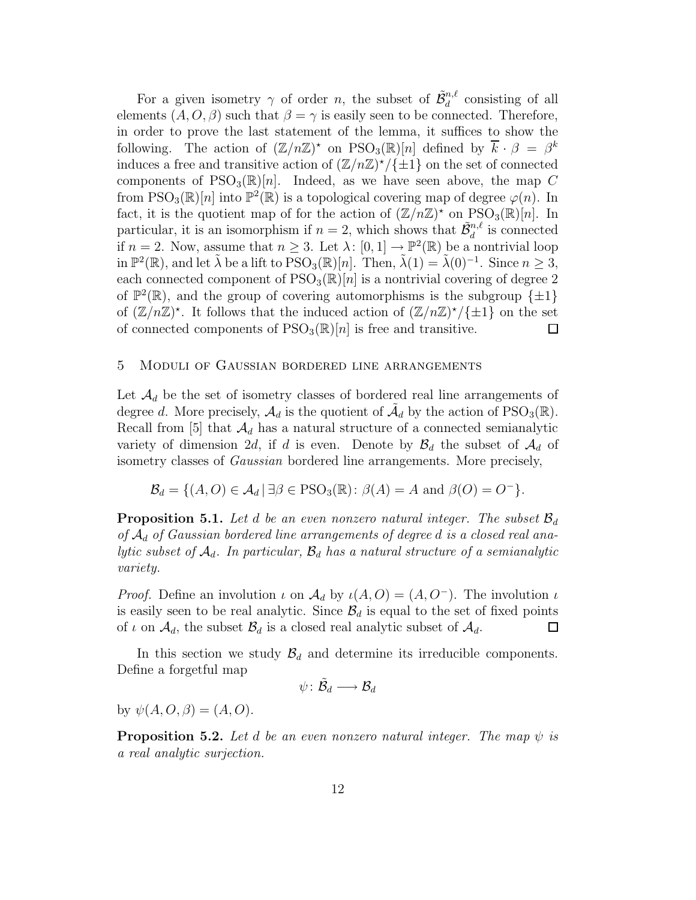For a given isometry $\gamma$ of order $n$, the subset of $\tilde{\mathcal{B}}_d^{n,\ell}$ consisting of all elements $(A, O, \beta)$ such that $\beta = \gamma$ is easily seen to be connected. Therefore, in order to prove the last statement of the lemma, it suffices to show the following. The action of $(\mathbb{Z}/n\mathbb{Z})^\star$ on $\mathrm{PSO}_3(\mathbb{R})[n]$ defined by $\overline{k} \cdot \beta = \beta^k$ induces a free and transitive action of $(\mathbb{Z}/n\mathbb{Z})^\star/\{\pm 1\}$ on the set of connected components of $\mathrm{PSO}_3(\mathbb{R})[n]$. Indeed, as we have seen above, the map $C$ from $\mathrm{PSO}_3(\mathbb{R})[n]$ into $\mathbb{P}^2(\mathbb{R})$ is a topological covering map of degree $\varphi(n)$. In fact, it is the quotient map of for the action of $(\mathbb{Z}/n\mathbb{Z})^\star$ on $\mathrm{PSO}_3(\mathbb{R})[n]$. In particular, it is an isomorphism if $n = 2$, which shows that $\tilde{\mathcal{B}}_d^{n,\ell}$ is connected if $n = 2$. Now, assume that $n \geq 3$. Let $\lambda\colon [0, 1] \to \mathbb{P}^2(\mathbb{R})$ be a nontrivial loop in $\mathbb{P}^2(\mathbb{R})$, and let $\tilde{\lambda}$ be a lift to $\mathrm{PSO}_3(\mathbb{R})[n]$. Then, $\tilde{\lambda}(1) = \tilde{\lambda}(0)^{-1}$. Since $n \geq 3$, each connected component of $\mathrm{PSO}_3(\mathbb{R})[n]$ is a nontrivial covering of degree 2 of $\mathbb{P}^2(\mathbb{R})$, and the group of covering automorphisms is the subgroup $\{\pm 1\}$ of $(\mathbb{Z}/n\mathbb{Z})^\star$. It follows that the induced action of $(\mathbb{Z}/n\mathbb{Z})^\star/\{\pm 1\}$ on the set of connected components of $\mathrm{PSO}_3(\mathbb{R})[n]$ is free and transitive. $\square$

## 5 Moduli of Gaussian bordered line arrangements

Let $\mathcal{A}_d$ be the set of isometry classes of bordered real line arrangements of degree $d$. More precisely, $\mathcal{A}_d$ is the quotient of $\tilde{\mathcal{A}}_d$ by the action of $\mathrm{PSO}_3(\mathbb{R})$. Recall from [5] that $\mathcal{A}_d$ has a natural structure of a connected semianalytic variety of dimension $2d$, if $d$ is even. Denote by $\mathcal{B}_d$ the subset of $\mathcal{A}_d$ of isometry classes of *Gaussian* bordered line arrangements. More precisely,

$$\mathcal{B}_d = \{(A, O) \in \mathcal{A}_d \,|\, \exists \beta \in \mathrm{PSO}_3(\mathbb{R})\colon \beta(A) = A \text{ and } \beta(O) = O^-\}.$$

**Proposition 5.1.** *Let $d$ be an even nonzero natural integer. The subset $\mathcal{B}_d$ of $\mathcal{A}_d$ of Gaussian bordered line arrangements of degree $d$ is a closed real analytic subset of $\mathcal{A}_d$. In particular, $\mathcal{B}_d$ has a natural structure of a semianalytic variety.*

*Proof.* Define an involution $\iota$ on $\mathcal{A}_d$ by $\iota(A, O) = (A, O^-)$. The involution $\iota$ is easily seen to be real analytic. Since $\mathcal{B}_d$ is equal to the set of fixed points of $\iota$ on $\mathcal{A}_d$, the subset $\mathcal{B}_d$ is a closed real analytic subset of $\mathcal{A}_d$. $\square$

In this section we study $\mathcal{B}_d$ and determine its irreducible components. Define a forgetful map

$$\psi\colon \tilde{\mathcal{B}}_d \longrightarrow \mathcal{B}_d$$

by $\psi(A, O, \beta) = (A, O)$.

**Proposition 5.2.** *Let $d$ be an even nonzero natural integer. The map $\psi$ is a real analytic surjection.*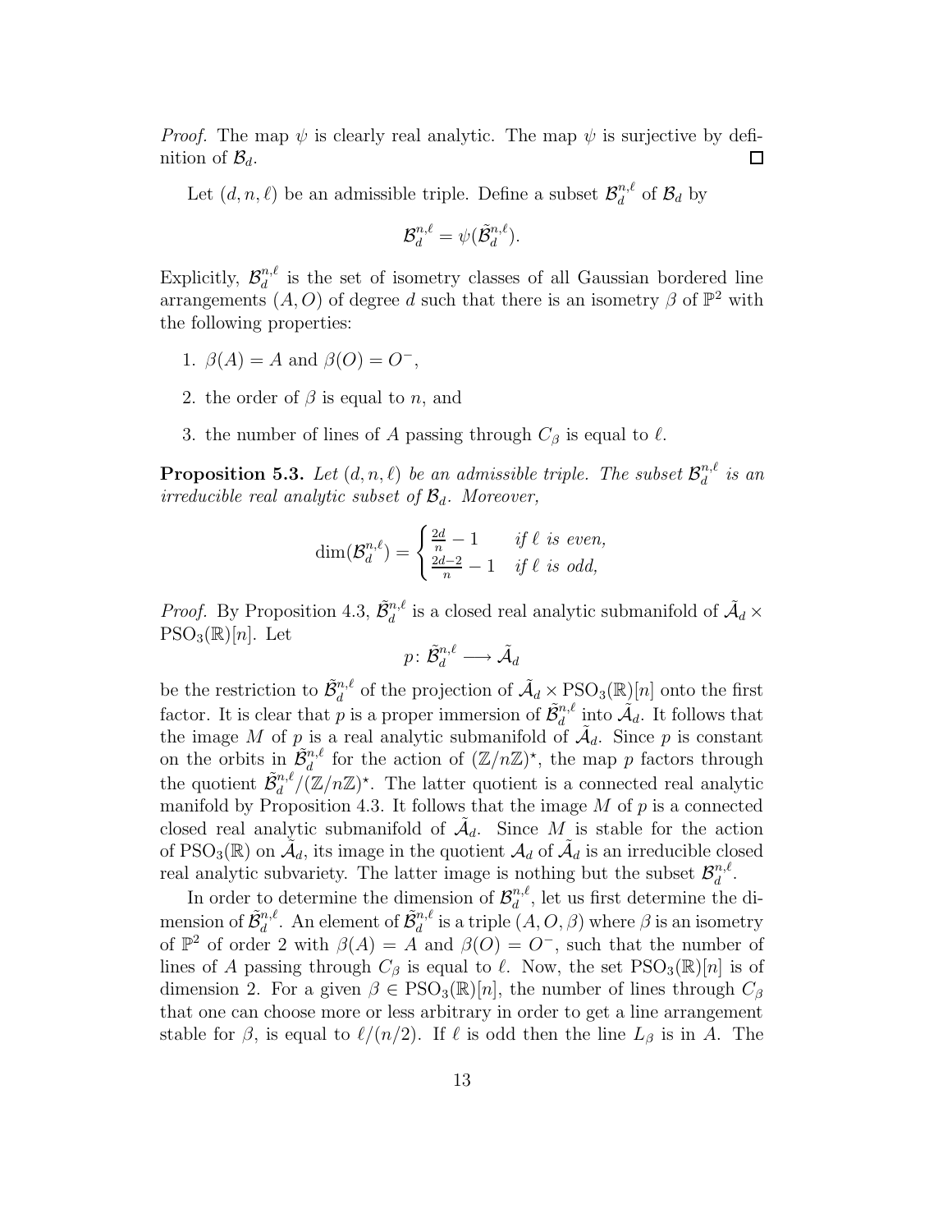*Proof.* The map $\psi$ is clearly real analytic. The map $\psi$ is surjective by definition of $\mathcal{B}_d$. $\square$

Let $(d, n, \ell)$ be an admissible triple. Define a subset $\mathcal{B}_d^{n,\ell}$ of $\mathcal{B}_d$ by

$$\mathcal{B}_d^{n,\ell} = \psi(\tilde{\mathcal{B}}_d^{n,\ell}).$$

Explicitly, $\mathcal{B}_d^{n,\ell}$ is the set of isometry classes of all Gaussian bordered line arrangements $(A, O)$ of degree $d$ such that there is an isometry $\beta$ of $\mathbb{P}^2$ with the following properties:

1. $\beta(A) = A$ and $\beta(O) = O^-$,
2. the order of $\beta$ is equal to $n$, and
3. the number of lines of $A$ passing through $C_\beta$ is equal to $\ell$.

**Proposition 5.3.** *Let $(d, n, \ell)$ be an admissible triple. The subset $\mathcal{B}_d^{n,\ell}$ is an irreducible real analytic subset of $\mathcal{B}_d$. Moreover,*

$$\dim(\mathcal{B}_d^{n,\ell}) = \begin{cases} \frac{2d}{n} - 1 & \textit{if } \ell \textit{ is even,} \\ \frac{2d-2}{n} - 1 & \textit{if } \ell \textit{ is odd,} \end{cases}$$

*Proof.* By Proposition 4.3, $\tilde{\mathcal{B}}_d^{n,\ell}$ is a closed real analytic submanifold of $\tilde{\mathcal{A}}_d \times \mathrm{PSO}_3(\mathbb{R})[n]$. Let

$$p\colon \tilde{\mathcal{B}}_d^{n,\ell} \longrightarrow \tilde{\mathcal{A}}_d$$

be the restriction to $\tilde{\mathcal{B}}_d^{n,\ell}$ of the projection of $\tilde{\mathcal{A}}_d \times \mathrm{PSO}_3(\mathbb{R})[n]$ onto the first factor. It is clear that $p$ is a proper immersion of $\tilde{\mathcal{B}}_d^{n,\ell}$ into $\tilde{\mathcal{A}}_d$. It follows that the image $M$ of $p$ is a real analytic submanifold of $\tilde{\mathcal{A}}_d$. Since $p$ is constant on the orbits in $\tilde{\mathcal{B}}_d^{n,\ell}$ for the action of $(\mathbb{Z}/n\mathbb{Z})^\star$, the map $p$ factors through the quotient $\tilde{\mathcal{B}}_d^{n,\ell}/(\mathbb{Z}/n\mathbb{Z})^\star$. The latter quotient is a connected real analytic manifold by Proposition 4.3. It follows that the image $M$ of $p$ is a connected closed real analytic submanifold of $\tilde{\mathcal{A}}_d$. Since $M$ is stable for the action of $\mathrm{PSO}_3(\mathbb{R})$ on $\tilde{\mathcal{A}}_d$, its image in the quotient $\mathcal{A}_d$ of $\tilde{\mathcal{A}}_d$ is an irreducible closed real analytic subvariety. The latter image is nothing but the subset $\mathcal{B}_d^{n,\ell}$.

In order to determine the dimension of $\mathcal{B}_d^{n,\ell}$, let us first determine the dimension of $\tilde{\mathcal{B}}_d^{n,\ell}$. An element of $\tilde{\mathcal{B}}_d^{n,\ell}$ is a triple $(A, O, \beta)$ where $\beta$ is an isometry of $\mathbb{P}^2$ of order 2 with $\beta(A) = A$ and $\beta(O) = O^-$, such that the number of lines of $A$ passing through $C_\beta$ is equal to $\ell$. Now, the set $\mathrm{PSO}_3(\mathbb{R})[n]$ is of dimension 2. For a given $\beta \in \mathrm{PSO}_3(\mathbb{R})[n]$, the number of lines through $C_\beta$ that one can choose more or less arbitrary in order to get a line arrangement stable for $\beta$, is equal to $\ell/(n/2)$. If $\ell$ is odd then the line $L_\beta$ is in $A$. The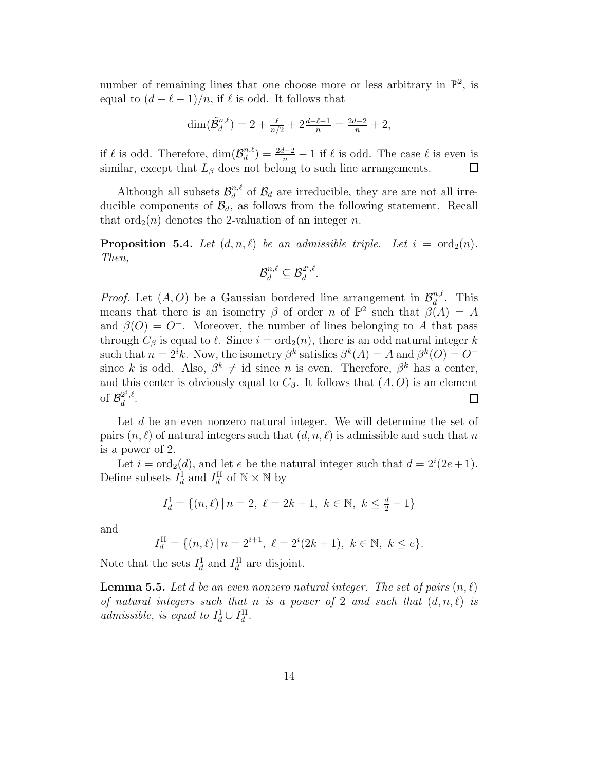number of remaining lines that one choose more or less arbitrary in $\mathbb{P}^2$, is equal to $(d-\ell-1)/n$, if $\ell$ is odd. It follows that

$$\dim(\tilde{\mathcal{B}}_d^{n,\ell}) = 2 + \tfrac{\ell}{n/2} + 2\tfrac{d-\ell-1}{n} = \tfrac{2d-2}{n} + 2,$$

if $\ell$ is odd. Therefore, $\dim(\mathcal{B}_d^{n,\ell}) = \frac{2d-2}{n} - 1$ if $\ell$ is odd. The case $\ell$ is even is similar, except that $L_\beta$ does not belong to such line arrangements. ◻

Although all subsets $\mathcal{B}_d^{n,\ell}$ of $\mathcal{B}_d$ are irreducible, they are are not all irreducible components of $\mathcal{B}_d$, as follows from the following statement. Recall that $\mathrm{ord}_2(n)$ denotes the 2-valuation of an integer $n$.

**Proposition 5.4.** *Let $(d,n,\ell)$ be an admissible triple. Let $i = \mathrm{ord}_2(n)$. Then,*

$$\mathcal{B}_d^{n,\ell} \subseteq \mathcal{B}_d^{2^i,\ell}.$$

*Proof.* Let $(A,O)$ be a Gaussian bordered line arrangement in $\mathcal{B}_d^{n,\ell}$. This means that there is an isometry $\beta$ of order $n$ of $\mathbb{P}^2$ such that $\beta(A) = A$ and $\beta(O) = O^-$. Moreover, the number of lines belonging to $A$ that pass through $C_\beta$ is equal to $\ell$. Since $i = \mathrm{ord}_2(n)$, there is an odd natural integer $k$ such that $n = 2^i k$. Now, the isometry $\beta^k$ satisfies $\beta^k(A) = A$ and $\beta^k(O) = O^-$ since $k$ is odd. Also, $\beta^k \neq \mathrm{id}$ since $n$ is even. Therefore, $\beta^k$ has a center, and this center is obviously equal to $C_\beta$. It follows that $(A,O)$ is an element of $\mathcal{B}_d^{2^i,\ell}$. ◻

Let $d$ be an even nonzero natural integer. We will determine the set of pairs $(n,\ell)$ of natural integers such that $(d,n,\ell)$ is admissible and such that $n$ is a power of 2.

Let $i = \mathrm{ord}_2(d)$, and let $e$ be the natural integer such that $d = 2^i(2e+1)$. Define subsets $I_d^{\mathrm{I}}$ and $I_d^{\mathrm{II}}$ of $\mathbb{N} \times \mathbb{N}$ by

$$I_d^{\mathrm{I}} = \{(n,\ell) \,|\, n = 2,\ \ell = 2k+1,\ k \in \mathbb{N},\ k \leq \tfrac{d}{2} - 1\}$$

and

$$I_d^{\mathrm{II}} = \{(n,\ell) \,|\, n = 2^{i+1},\ \ell = 2^i(2k+1),\ k \in \mathbb{N},\ k \leq e\}.$$

Note that the sets $I_d^{\mathrm{I}}$ and $I_d^{\mathrm{II}}$ are disjoint.

**Lemma 5.5.** *Let $d$ be an even nonzero natural integer. The set of pairs $(n,\ell)$ of natural integers such that $n$ is a power of 2 and such that $(d,n,\ell)$ is admissible, is equal to $I_d^{\mathrm{I}} \cup I_d^{\mathrm{II}}$.*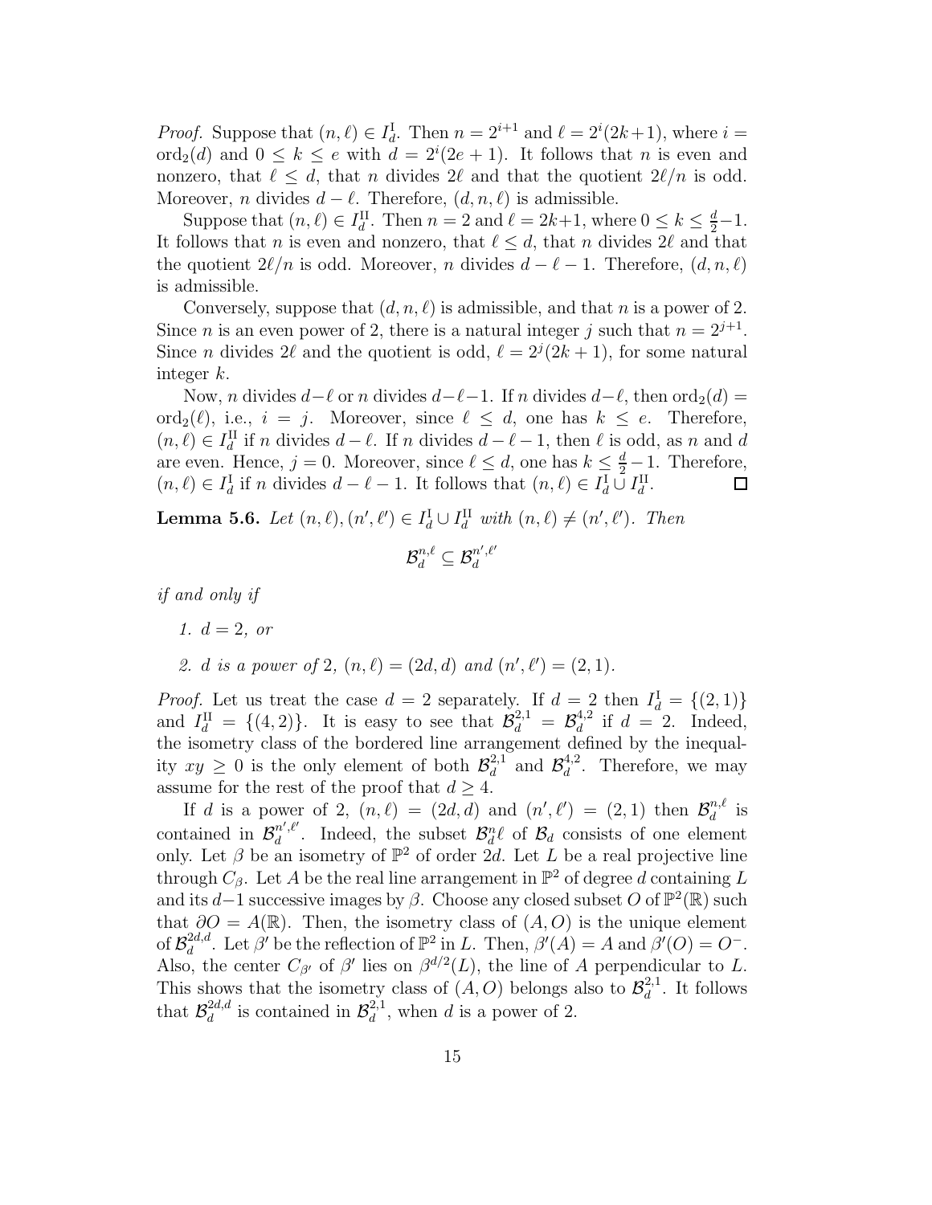*Proof.* Suppose that $(n, \ell) \in I_d^{\mathrm{I}}$. Then $n = 2^{i+1}$ and $\ell = 2^i(2k+1)$, where $i = \mathrm{ord}_2(d)$ and $0 \leq k \leq e$ with $d = 2^i(2e+1)$. It follows that $n$ is even and nonzero, that $\ell \leq d$, that $n$ divides $2\ell$ and that the quotient $2\ell/n$ is odd. Moreover, $n$ divides $d - \ell$. Therefore, $(d, n, \ell)$ is admissible.

Suppose that $(n, \ell) \in I_d^{\mathrm{II}}$. Then $n = 2$ and $\ell = 2k+1$, where $0 \leq k \leq \frac{d}{2} - 1$. It follows that $n$ is even and nonzero, that $\ell \leq d$, that $n$ divides $2\ell$ and that the quotient $2\ell/n$ is odd. Moreover, $n$ divides $d - \ell - 1$. Therefore, $(d, n, \ell)$ is admissible.

Conversely, suppose that $(d, n, \ell)$ is admissible, and that $n$ is a power of 2. Since $n$ is an even power of 2, there is a natural integer $j$ such that $n = 2^{j+1}$. Since $n$ divides $2\ell$ and the quotient is odd, $\ell = 2^j(2k+1)$, for some natural integer $k$.

Now, $n$ divides $d - \ell$ or $n$ divides $d - \ell - 1$. If $n$ divides $d - \ell$, then $\mathrm{ord}_2(d) = \mathrm{ord}_2(\ell)$, i.e., $i = j$. Moreover, since $\ell \leq d$, one has $k \leq e$. Therefore, $(n, \ell) \in I_d^{\mathrm{II}}$ if $n$ divides $d - \ell$. If $n$ divides $d - \ell - 1$, then $\ell$ is odd, as $n$ and $d$ are even. Hence, $j = 0$. Moreover, since $\ell \leq d$, one has $k \leq \frac{d}{2} - 1$. Therefore, $(n, \ell) \in I_d^{\mathrm{I}}$ if $n$ divides $d - \ell - 1$. It follows that $(n, \ell) \in I_d^{\mathrm{I}} \cup I_d^{\mathrm{II}}$. $\square$

**Lemma 5.6.** *Let $(n, \ell), (n', \ell') \in I_d^{\mathrm{I}} \cup I_d^{\mathrm{II}}$ with $(n, \ell) \neq (n', \ell')$. Then*

$$\mathcal{B}_d^{n,\ell} \subseteq \mathcal{B}_d^{n',\ell'}$$

*if and only if*

1. *$d = 2$, or*
2. *$d$ is a power of 2, $(n, \ell) = (2d, d)$ and $(n', \ell') = (2, 1)$.*

*Proof.* Let us treat the case $d = 2$ separately. If $d = 2$ then $I_d^{\mathrm{I}} = \{(2, 1)\}$ and $I_d^{\mathrm{II}} = \{(4, 2)\}$. It is easy to see that $\mathcal{B}_d^{2,1} = \mathcal{B}_d^{4,2}$ if $d = 2$. Indeed, the isometry class of the bordered line arrangement defined by the inequality $xy \geq 0$ is the only element of both $\mathcal{B}_d^{2,1}$ and $\mathcal{B}_d^{4,2}$. Therefore, we may assume for the rest of the proof that $d \geq 4$.

If $d$ is a power of 2, $(n, \ell) = (2d, d)$ and $(n', \ell') = (2, 1)$ then $\mathcal{B}_d^{n,\ell}$ is contained in $\mathcal{B}_d^{n',\ell'}$. Indeed, the subset $\mathcal{B}_d^n\ell$ of $\mathcal{B}_d$ consists of one element only. Let $\beta$ be an isometry of $\mathbb{P}^2$ of order $2d$. Let $L$ be a real projective line through $C_\beta$. Let $A$ be the real line arrangement in $\mathbb{P}^2$ of degree $d$ containing $L$ and its $d-1$ successive images by $\beta$. Choose any closed subset $O$ of $\mathbb{P}^2(\mathbb{R})$ such that $\partial O = A(\mathbb{R})$. Then, the isometry class of $(A, O)$ is the unique element of $\mathcal{B}_d^{2d,d}$. Let $\beta'$ be the reflection of $\mathbb{P}^2$ in $L$. Then, $\beta'(A) = A$ and $\beta'(O) = O^-$. Also, the center $C_{\beta'}$ of $\beta'$ lies on $\beta^{d/2}(L)$, the line of $A$ perpendicular to $L$. This shows that the isometry class of $(A, O)$ belongs also to $\mathcal{B}_d^{2,1}$. It follows that $\mathcal{B}_d^{2d,d}$ is contained in $\mathcal{B}_d^{2,1}$, when $d$ is a power of 2.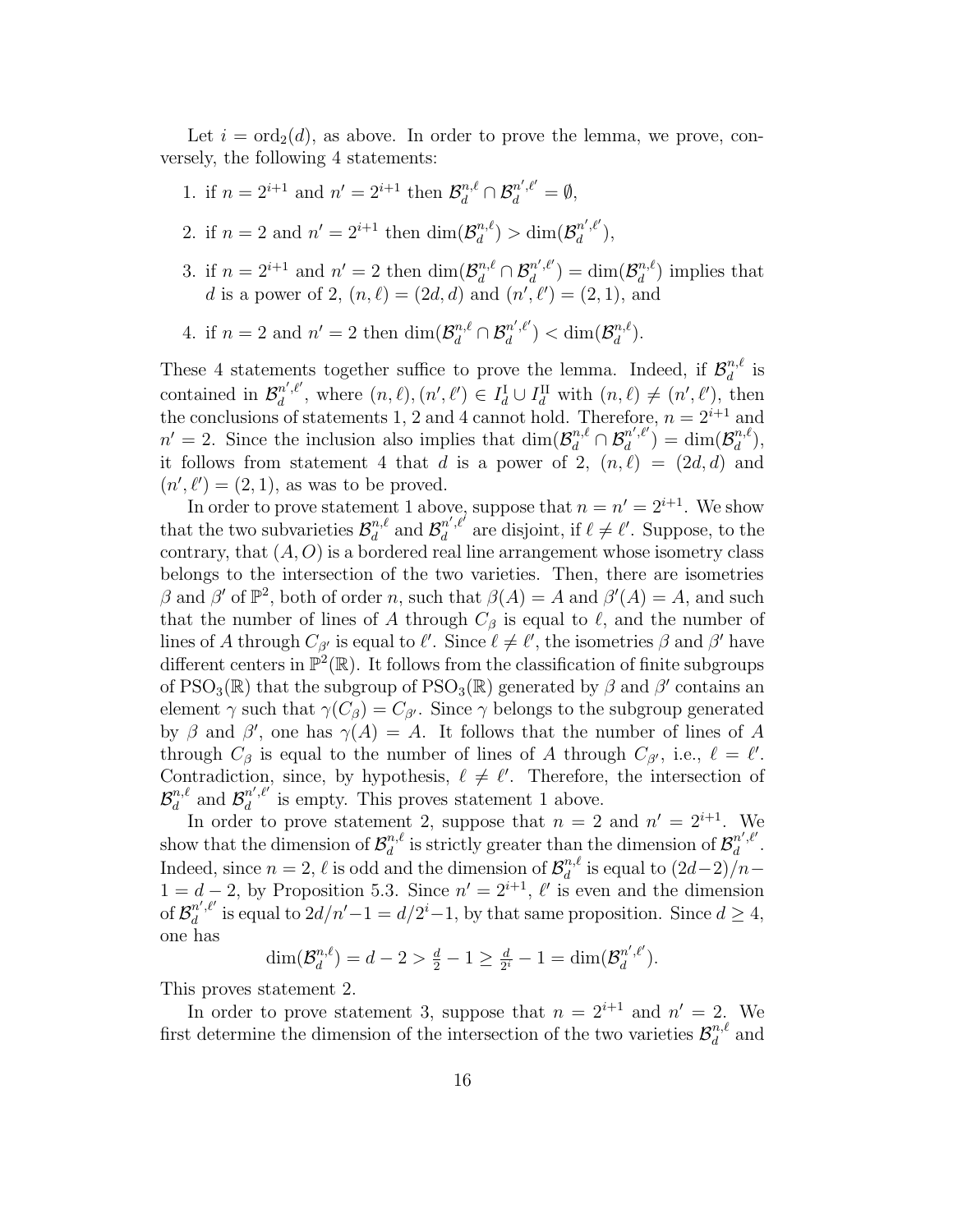Let $i = \text{ord}_2(d)$, as above. In order to prove the lemma, we prove, conversely, the following 4 statements:

1. if $n = 2^{i+1}$ and $n' = 2^{i+1}$ then $\mathcal{B}_d^{n,\ell} \cap \mathcal{B}_d^{n',\ell'} = \emptyset$,
2. if $n = 2$ and $n' = 2^{i+1}$ then $\dim(\mathcal{B}_d^{n,\ell}) > \dim(\mathcal{B}_d^{n',\ell'})$,
3. if $n = 2^{i+1}$ and $n' = 2$ then $\dim(\mathcal{B}_d^{n,\ell} \cap \mathcal{B}_d^{n',\ell'}) = \dim(\mathcal{B}_d^{n,\ell})$ implies that $d$ is a power of 2, $(n, \ell) = (2d, d)$ and $(n', \ell') = (2, 1)$, and
4. if $n = 2$ and $n' = 2$ then $\dim(\mathcal{B}_d^{n,\ell} \cap \mathcal{B}_d^{n',\ell'}) < \dim(\mathcal{B}_d^{n,\ell})$.

These 4 statements together suffice to prove the lemma. Indeed, if $\mathcal{B}_d^{n,\ell}$ is contained in $\mathcal{B}_d^{n',\ell'}$, where $(n, \ell), (n', \ell') \in I_d^{\text{I}} \cup I_d^{\text{II}}$ with $(n, \ell) \neq (n', \ell')$, then the conclusions of statements 1, 2 and 4 cannot hold. Therefore, $n = 2^{i+1}$ and $n' = 2$. Since the inclusion also implies that $\dim(\mathcal{B}_d^{n,\ell} \cap \mathcal{B}_d^{n',\ell'}) = \dim(\mathcal{B}_d^{n,\ell})$, it follows from statement 4 that $d$ is a power of 2, $(n, \ell) = (2d, d)$ and $(n', \ell') = (2, 1)$, as was to be proved.

In order to prove statement 1 above, suppose that $n = n' = 2^{i+1}$. We show that the two subvarieties $\mathcal{B}_d^{n,\ell}$ and $\mathcal{B}_d^{n',\ell'}$ are disjoint, if $\ell \neq \ell'$. Suppose, to the contrary, that $(A, O)$ is a bordered real line arrangement whose isometry class belongs to the intersection of the two varieties. Then, there are isometries $\beta$ and $\beta'$ of $\mathbb{P}^2$, both of order $n$, such that $\beta(A) = A$ and $\beta'(A) = A$, and such that the number of lines of $A$ through $C_\beta$ is equal to $\ell$, and the number of lines of $A$ through $C_{\beta'}$ is equal to $\ell'$. Since $\ell \neq \ell'$, the isometries $\beta$ and $\beta'$ have different centers in $\mathbb{P}^2(\mathbb{R})$. It follows from the classification of finite subgroups of $\text{PSO}_3(\mathbb{R})$ that the subgroup of $\text{PSO}_3(\mathbb{R})$ generated by $\beta$ and $\beta'$ contains an element $\gamma$ such that $\gamma(C_\beta) = C_{\beta'}$. Since $\gamma$ belongs to the subgroup generated by $\beta$ and $\beta'$, one has $\gamma(A) = A$. It follows that the number of lines of $A$ through $C_\beta$ is equal to the number of lines of $A$ through $C_{\beta'}$, i.e., $\ell = \ell'$. Contradiction, since, by hypothesis, $\ell \neq \ell'$. Therefore, the intersection of $\mathcal{B}_d^{n,\ell}$ and $\mathcal{B}_d^{n',\ell'}$ is empty. This proves statement 1 above.

In order to prove statement 2, suppose that $n = 2$ and $n' = 2^{i+1}$. We show that the dimension of $\mathcal{B}_d^{n,\ell}$ is strictly greater than the dimension of $\mathcal{B}_d^{n',\ell'}$. Indeed, since $n = 2$, $\ell$ is odd and the dimension of $\mathcal{B}_d^{n,\ell}$ is equal to $(2d-2)/n - 1 = d - 2$, by Proposition 5.3. Since $n' = 2^{i+1}$, $\ell'$ is even and the dimension of $\mathcal{B}_d^{n',\ell'}$ is equal to $2d/n' - 1 = d/2^i - 1$, by that same proposition. Since $d \geq 4$, one has

$$\dim(\mathcal{B}_d^{n,\ell}) = d - 2 > \tfrac{d}{2} - 1 \geq \tfrac{d}{2^i} - 1 = \dim(\mathcal{B}_d^{n',\ell'}).$$

This proves statement 2.

In order to prove statement 3, suppose that $n = 2^{i+1}$ and $n' = 2$. We first determine the dimension of the intersection of the two varieties $\mathcal{B}_d^{n,\ell}$ and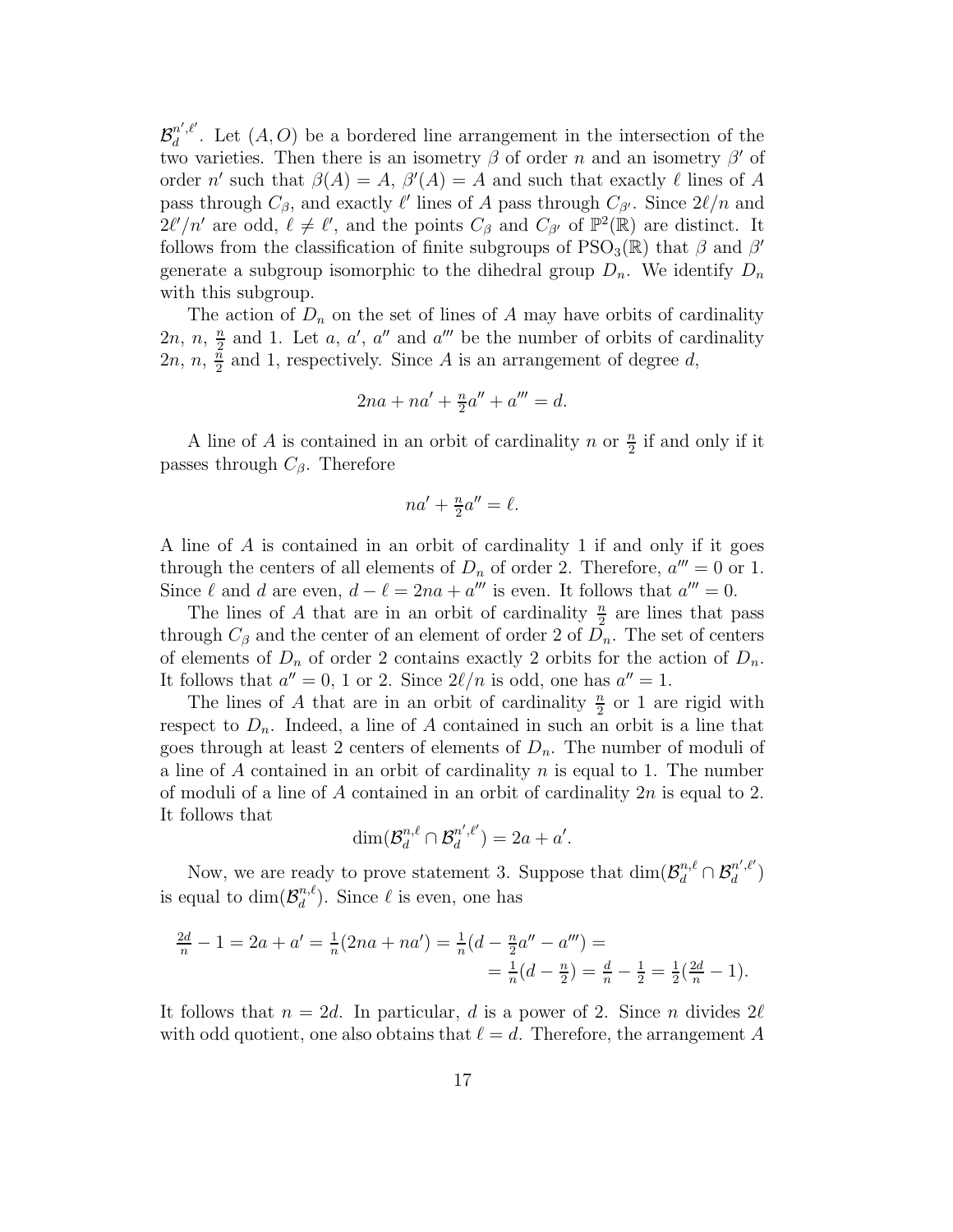$\mathcal{B}_d^{n',\ell'}$. Let $(A, O)$ be a bordered line arrangement in the intersection of the two varieties. Then there is an isometry $\beta$ of order $n$ and an isometry $\beta'$ of order $n'$ such that $\beta(A) = A$, $\beta'(A) = A$ and such that exactly $\ell$ lines of $A$ pass through $C_\beta$, and exactly $\ell'$ lines of $A$ pass through $C_{\beta'}$. Since $2\ell/n$ and $2\ell'/n'$ are odd, $\ell \neq \ell'$, and the points $C_\beta$ and $C_{\beta'}$ of $\mathbb{P}^2(\mathbb{R})$ are distinct. It follows from the classification of finite subgroups of $\mathrm{PSO}_3(\mathbb{R})$ that $\beta$ and $\beta'$ generate a subgroup isomorphic to the dihedral group $D_n$. We identify $D_n$ with this subgroup.

The action of $D_n$ on the set of lines of $A$ may have orbits of cardinality $2n$, $n$, $\frac{n}{2}$ and 1. Let $a$, $a'$, $a''$ and $a'''$ be the number of orbits of cardinality $2n$, $n$, $\frac{n}{2}$ and 1, respectively. Since $A$ is an arrangement of degree $d$,

$$2na + na' + \tfrac{n}{2}a'' + a''' = d.$$

A line of $A$ is contained in an orbit of cardinality $n$ or $\frac{n}{2}$ if and only if it passes through $C_\beta$. Therefore

$$na' + \tfrac{n}{2}a'' = \ell.$$

A line of $A$ is contained in an orbit of cardinality 1 if and only if it goes through the centers of all elements of $D_n$ of order 2. Therefore, $a''' = 0$ or 1. Since $\ell$ and $d$ are even, $d - \ell = 2na + a'''$ is even. It follows that $a''' = 0$.

The lines of $A$ that are in an orbit of cardinality $\frac{n}{2}$ are lines that pass through $C_\beta$ and the center of an element of order 2 of $D_n$. The set of centers of elements of $D_n$ of order 2 contains exactly 2 orbits for the action of $D_n$. It follows that $a'' = 0$, 1 or 2. Since $2\ell/n$ is odd, one has $a'' = 1$.

The lines of $A$ that are in an orbit of cardinality $\frac{n}{2}$ or 1 are rigid with respect to $D_n$. Indeed, a line of $A$ contained in such an orbit is a line that goes through at least 2 centers of elements of $D_n$. The number of moduli of a line of $A$ contained in an orbit of cardinality $n$ is equal to 1. The number of moduli of a line of $A$ contained in an orbit of cardinality $2n$ is equal to 2. It follows that

$$\dim(\mathcal{B}_d^{n,\ell} \cap \mathcal{B}_d^{n',\ell'}) = 2a + a'.$$

Now, we are ready to prove statement 3. Suppose that $\dim(\mathcal{B}_d^{n,\ell} \cap \mathcal{B}_d^{n',\ell'})$ is equal to $\dim(\mathcal{B}_d^{n,\ell})$. Since $\ell$ is even, one has

$$\begin{aligned}\tfrac{2d}{n} - 1 = 2a + a' = \tfrac{1}{n}(2na + na') = \tfrac{1}{n}(d - \tfrac{n}{2}a'' - a''') = \\ = \tfrac{1}{n}(d - \tfrac{n}{2}) = \tfrac{d}{n} - \tfrac{1}{2} = \tfrac{1}{2}(\tfrac{2d}{n} - 1).\end{aligned}$$

It follows that $n = 2d$. In particular, $d$ is a power of 2. Since $n$ divides $2\ell$ with odd quotient, one also obtains that $\ell = d$. Therefore, the arrangement $A$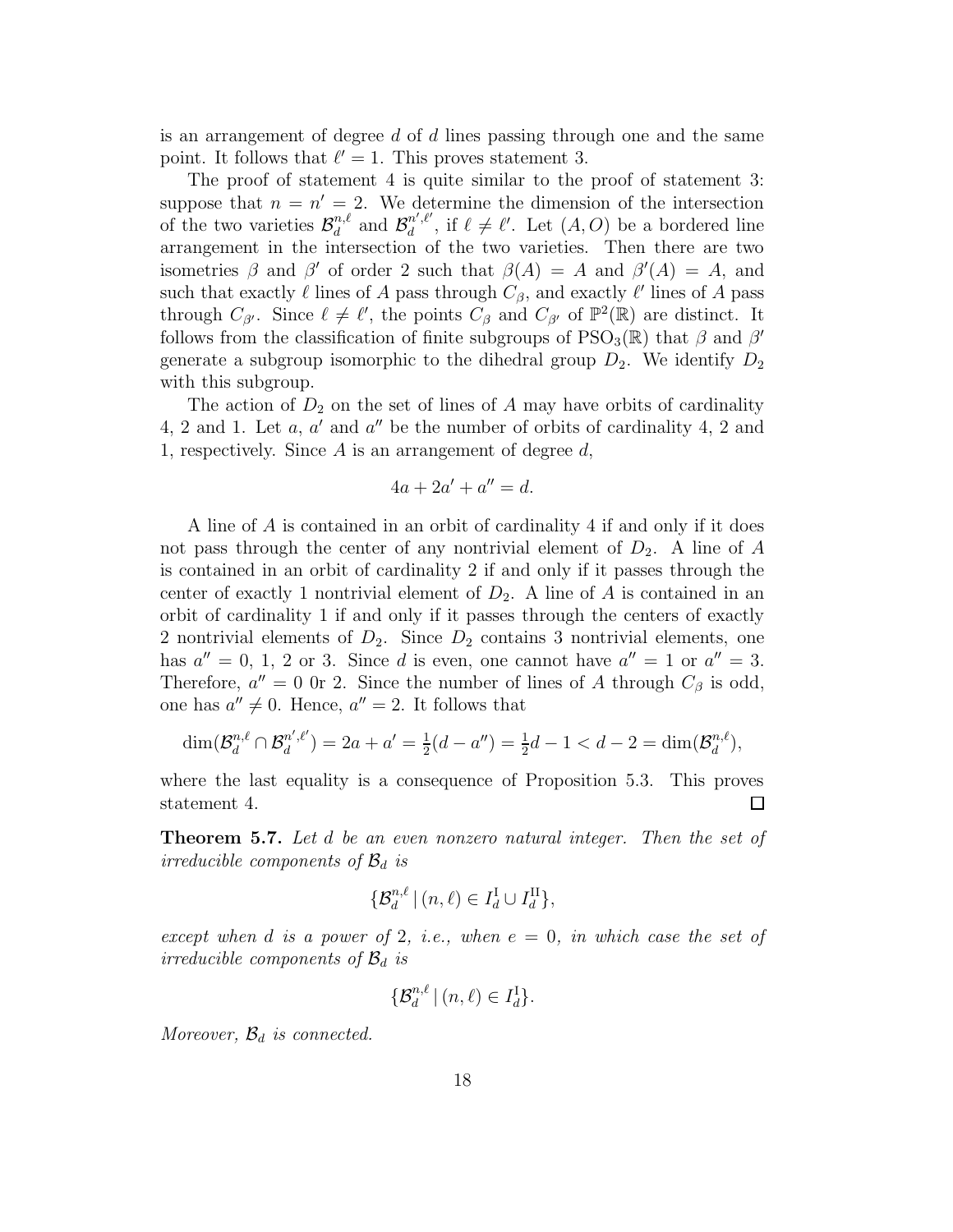is an arrangement of degree $d$ of $d$ lines passing through one and the same point. It follows that $\ell' = 1$. This proves statement 3.

The proof of statement 4 is quite similar to the proof of statement 3: suppose that $n = n' = 2$. We determine the dimension of the intersection of the two varieties $\mathcal{B}_d^{n,\ell}$ and $\mathcal{B}_d^{n',\ell'}$, if $\ell \neq \ell'$. Let $(A, O)$ be a bordered line arrangement in the intersection of the two varieties. Then there are two isometries $\beta$ and $\beta'$ of order 2 such that $\beta(A) = A$ and $\beta'(A) = A$, and such that exactly $\ell$ lines of $A$ pass through $C_\beta$, and exactly $\ell'$ lines of $A$ pass through $C_{\beta'}$. Since $\ell \neq \ell'$, the points $C_\beta$ and $C_{\beta'}$ of $\mathbb{P}^2(\mathbb{R})$ are distinct. It follows from the classification of finite subgroups of $\mathrm{PSO}_3(\mathbb{R})$ that $\beta$ and $\beta'$ generate a subgroup isomorphic to the dihedral group $D_2$. We identify $D_2$ with this subgroup.

The action of $D_2$ on the set of lines of $A$ may have orbits of cardinality 4, 2 and 1. Let $a$, $a'$ and $a''$ be the number of orbits of cardinality 4, 2 and 1, respectively. Since $A$ is an arrangement of degree $d$,

$$4a + 2a' + a'' = d.$$

A line of $A$ is contained in an orbit of cardinality 4 if and only if it does not pass through the center of any nontrivial element of $D_2$. A line of $A$ is contained in an orbit of cardinality 2 if and only if it passes through the center of exactly 1 nontrivial element of $D_2$. A line of $A$ is contained in an orbit of cardinality 1 if and only if it passes through the centers of exactly 2 nontrivial elements of $D_2$. Since $D_2$ contains 3 nontrivial elements, one has $a'' = 0$, 1, 2 or 3. Since $d$ is even, one cannot have $a'' = 1$ or $a'' = 3$. Therefore, $a'' = 0$ 0r 2. Since the number of lines of $A$ through $C_\beta$ is odd, one has $a'' \neq 0$. Hence, $a'' = 2$. It follows that

$$\dim(\mathcal{B}_d^{n,\ell} \cap \mathcal{B}_d^{n',\ell'}) = 2a + a' = \tfrac{1}{2}(d - a'') = \tfrac{1}{2}d - 1 < d - 2 = \dim(\mathcal{B}_d^{n,\ell}),$$

where the last equality is a consequence of Proposition 5.3. This proves statement 4. $\square$

**Theorem 5.7.** *Let $d$ be an even nonzero natural integer. Then the set of irreducible components of $\mathcal{B}_d$ is*

$$\{\mathcal{B}_d^{n,\ell} \,|\, (n, \ell) \in I_d^{\mathrm{I}} \cup I_d^{\mathrm{II}}\},$$

*except when $d$ is a power of 2, i.e., when $e = 0$, in which case the set of irreducible components of $\mathcal{B}_d$ is*

$$\{\mathcal{B}_d^{n,\ell} \,|\, (n, \ell) \in I_d^{\mathrm{I}}\}.$$

*Moreover, $\mathcal{B}_d$ is connected.*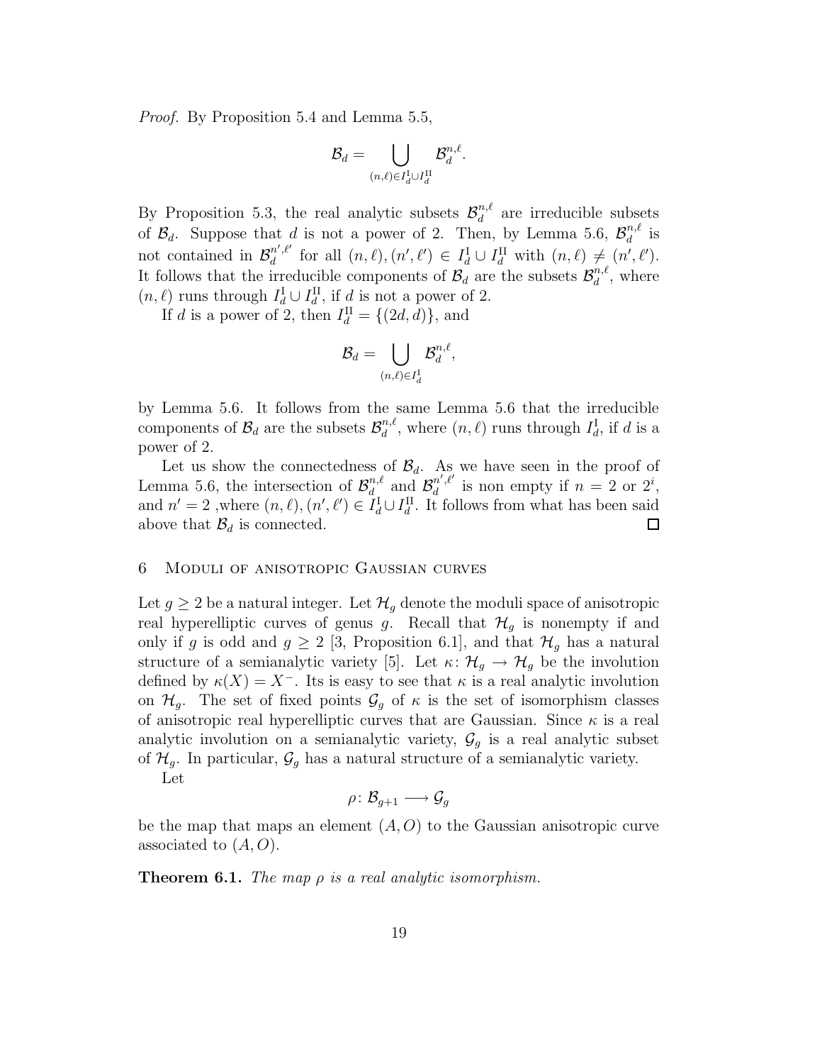*Proof.* By Proposition 5.4 and Lemma 5.5,

$$\mathcal{B}_d = \bigcup_{(n,\ell)\in I_d^{\mathrm{I}}\cup I_d^{\mathrm{II}}} \mathcal{B}_d^{n,\ell}.$$

By Proposition 5.3, the real analytic subsets $\mathcal{B}_d^{n,\ell}$ are irreducible subsets of $\mathcal{B}_d$. Suppose that $d$ is not a power of 2. Then, by Lemma 5.6, $\mathcal{B}_d^{n,\ell}$ is not contained in $\mathcal{B}_d^{n',\ell'}$ for all $(n,\ell),(n',\ell') \in I_d^{\mathrm{I}} \cup I_d^{\mathrm{II}}$ with $(n,\ell) \neq (n',\ell')$. It follows that the irreducible components of $\mathcal{B}_d$ are the subsets $\mathcal{B}_d^{n,\ell}$, where $(n,\ell)$ runs through $I_d^{\mathrm{I}} \cup I_d^{\mathrm{II}}$, if $d$ is not a power of 2.

If $d$ is a power of 2, then $I_d^{\mathrm{II}} = \{(2d,d)\}$, and

$$\mathcal{B}_d = \bigcup_{(n,\ell)\in I_d^{\mathrm{I}}} \mathcal{B}_d^{n,\ell},$$

by Lemma 5.6. It follows from the same Lemma 5.6 that the irreducible components of $\mathcal{B}_d$ are the subsets $\mathcal{B}_d^{n,\ell}$, where $(n,\ell)$ runs through $I_d^{\mathrm{I}}$, if $d$ is a power of 2.

Let us show the connectedness of $\mathcal{B}_d$. As we have seen in the proof of Lemma 5.6, the intersection of $\mathcal{B}_d^{n,\ell}$ and $\mathcal{B}_d^{n',\ell'}$ is non empty if $n = 2$ or $2^i$, and $n' = 2$ ,where $(n,\ell),(n',\ell') \in I_d^{\mathrm{I}} \cup I_d^{\mathrm{II}}$. It follows from what has been said above that $\mathcal{B}_d$ is connected. □

## 6 Moduli of anisotropic Gaussian curves

Let $g \geq 2$ be a natural integer. Let $\mathcal{H}_g$ denote the moduli space of anisotropic real hyperelliptic curves of genus $g$. Recall that $\mathcal{H}_g$ is nonempty if and only if $g$ is odd and $g \geq 2$ [3, Proposition 6.1], and that $\mathcal{H}_g$ has a natural structure of a semianalytic variety [5]. Let $\kappa\colon \mathcal{H}_g \to \mathcal{H}_g$ be the involution defined by $\kappa(X) = X^-$. Its is easy to see that $\kappa$ is a real analytic involution on $\mathcal{H}_g$. The set of fixed points $\mathcal{G}_g$ of $\kappa$ is the set of isomorphism classes of anisotropic real hyperelliptic curves that are Gaussian. Since $\kappa$ is a real analytic involution on a semianalytic variety, $\mathcal{G}_g$ is a real analytic subset of $\mathcal{H}_g$. In particular, $\mathcal{G}_g$ has a natural structure of a semianalytic variety.

Let

$$\rho\colon \mathcal{B}_{g+1} \longrightarrow \mathcal{G}_g$$

be the map that maps an element $(A,O)$ to the Gaussian anisotropic curve associated to $(A,O)$.

**Theorem 6.1.** *The map $\rho$ is a real analytic isomorphism.*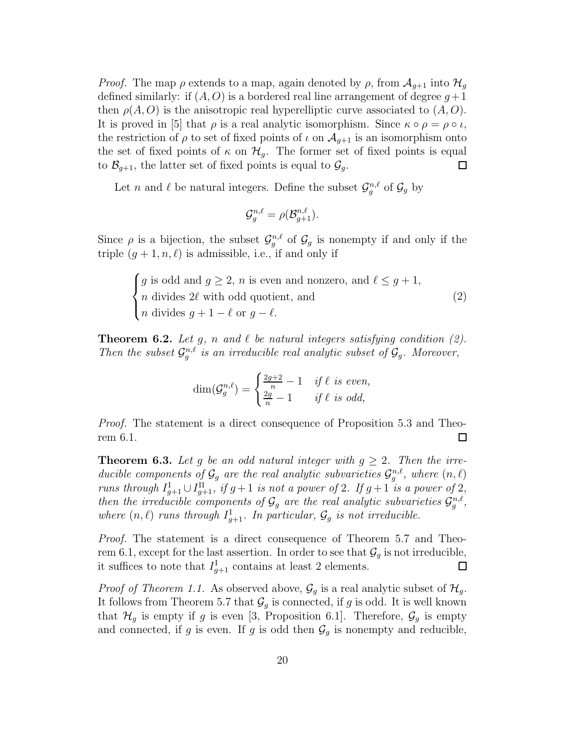*Proof.* The map $\rho$ extends to a map, again denoted by $\rho$, from $\mathcal{A}_{g+1}$ into $\mathcal{H}_g$ defined similarly: if $(A, O)$ is a bordered real line arrangement of degree $g+1$ then $\rho(A, O)$ is the anisotropic real hyperelliptic curve associated to $(A, O)$. It is proved in [5] that $\rho$ is a real analytic isomorphism. Since $\kappa \circ \rho = \rho \circ \iota$, the restriction of $\rho$ to set of fixed points of $\iota$ on $\mathcal{A}_{g+1}$ is an isomorphism onto the set of fixed points of $\kappa$ on $\mathcal{H}_g$. The former set of fixed points is equal to $\mathcal{B}_{g+1}$, the latter set of fixed points is equal to $\mathcal{G}_g$. □

Let $n$ and $\ell$ be natural integers. Define the subset $\mathcal{G}_g^{n,\ell}$ of $\mathcal{G}_g$ by

$$\mathcal{G}_g^{n,\ell} = \rho(\mathcal{B}_{g+1}^{n,\ell}).$$

Since $\rho$ is a bijection, the subset $\mathcal{G}_g^{n,\ell}$ of $\mathcal{G}_g$ is nonempty if and only if the triple $(g+1, n, \ell)$ is admissible, i.e., if and only if

$$\begin{cases} g \text{ is odd and } g \geq 2,\ n \text{ is even and nonzero, and } \ell \leq g+1, \\ n \text{ divides } 2\ell \text{ with odd quotient, and} \\ n \text{ divides } g+1-\ell \text{ or } g-\ell. \end{cases} \tag{2}$$

**Theorem 6.2.** *Let $g$, $n$ and $\ell$ be natural integers satisfying condition (2). Then the subset $\mathcal{G}_g^{n,\ell}$ is an irreducible real analytic subset of $\mathcal{G}_g$. Moreover,*

$$\dim(\mathcal{G}_g^{n,\ell}) = \begin{cases} \frac{2g+2}{n} - 1 & \text{if } \ell \text{ is even,} \\ \frac{2g}{n} - 1 & \text{if } \ell \text{ is odd,} \end{cases}$$

*Proof.* The statement is a direct consequence of Proposition 5.3 and Theorem 6.1. □

**Theorem 6.3.** *Let $g$ be an odd natural integer with $g \geq 2$. Then the irreducible components of $\mathcal{G}_g$ are the real analytic subvarieties $\mathcal{G}_g^{n,\ell}$, where $(n, \ell)$ runs through $I_{g+1}^{\mathrm{I}} \cup I_{g+1}^{\mathrm{II}}$, if $g+1$ is not a power of 2. If $g+1$ is a power of 2, then the irreducible components of $\mathcal{G}_g$ are the real analytic subvarieties $\mathcal{G}_g^{n,\ell}$, where $(n, \ell)$ runs through $I_{g+1}^{\mathrm{I}}$. In particular, $\mathcal{G}_g$ is not irreducible.*

*Proof.* The statement is a direct consequence of Theorem 5.7 and Theorem 6.1, except for the last assertion. In order to see that $\mathcal{G}_g$ is not irreducible, it suffices to note that $I_{g+1}^{\mathrm{I}}$ contains at least 2 elements. □

*Proof of Theorem 1.1.* As observed above, $\mathcal{G}_g$ is a real analytic subset of $\mathcal{H}_g$. It follows from Theorem 5.7 that $\mathcal{G}_g$ is connected, if $g$ is odd. It is well known that $\mathcal{H}_g$ is empty if $g$ is even [3, Proposition 6.1]. Therefore, $\mathcal{G}_g$ is empty and connected, if $g$ is even. If $g$ is odd then $\mathcal{G}_g$ is nonempty and reducible,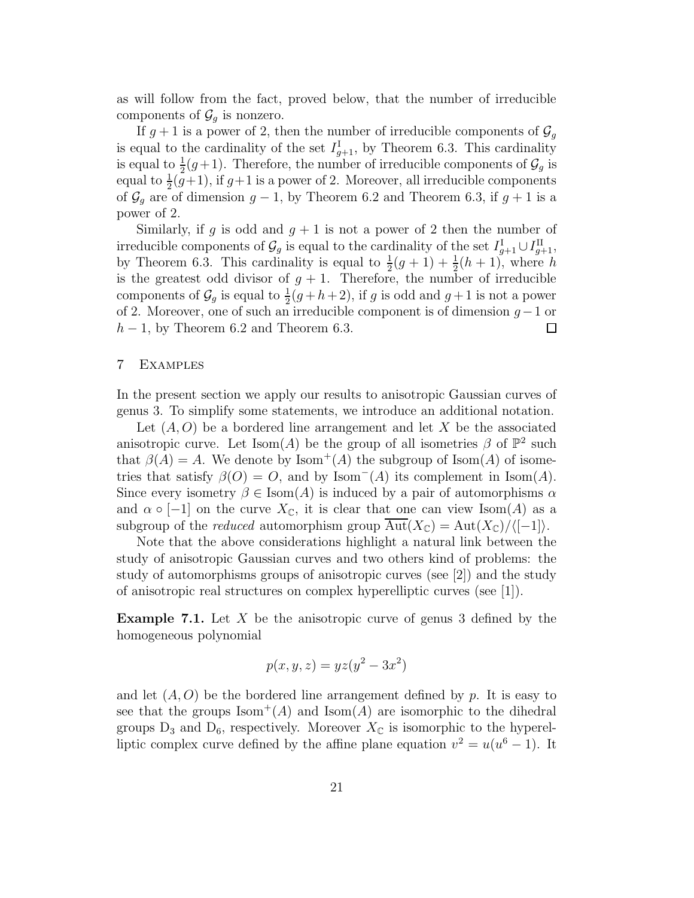as will follow from the fact, proved below, that the number of irreducible components of $\mathcal{G}_g$ is nonzero.

If $g+1$ is a power of 2, then the number of irreducible components of $\mathcal{G}_g$ is equal to the cardinality of the set $I^{\mathrm{I}}_{g+1}$, by Theorem 6.3. This cardinality is equal to $\frac{1}{2}(g+1)$. Therefore, the number of irreducible components of $\mathcal{G}_g$ is equal to $\frac{1}{2}(g+1)$, if $g+1$ is a power of 2. Moreover, all irreducible components of $\mathcal{G}_g$ are of dimension $g-1$, by Theorem 6.2 and Theorem 6.3, if $g+1$ is a power of 2.

Similarly, if $g$ is odd and $g+1$ is not a power of 2 then the number of irreducible components of $\mathcal{G}_g$ is equal to the cardinality of the set $I^{\mathrm{I}}_{g+1} \cup I^{\mathrm{II}}_{g+1}$, by Theorem 6.3. This cardinality is equal to $\frac{1}{2}(g+1) + \frac{1}{2}(h+1)$, where $h$ is the greatest odd divisor of $g+1$. Therefore, the number of irreducible components of $\mathcal{G}_g$ is equal to $\frac{1}{2}(g+h+2)$, if $g$ is odd and $g+1$ is not a power of 2. Moreover, one of such an irreducible component is of dimension $g-1$ or $h-1$, by Theorem 6.2 and Theorem 6.3. $\square$

## 7 Examples

In the present section we apply our results to anisotropic Gaussian curves of genus 3. To simplify some statements, we introduce an additional notation.

Let $(A, O)$ be a bordered line arrangement and let $X$ be the associated anisotropic curve. Let $\mathrm{Isom}(A)$ be the group of all isometries $\beta$ of $\mathbb{P}^2$ such that $\beta(A) = A$. We denote by $\mathrm{Isom}^+(A)$ the subgroup of $\mathrm{Isom}(A)$ of isometries that satisfy $\beta(O) = O$, and by $\mathrm{Isom}^-(A)$ its complement in $\mathrm{Isom}(A)$. Since every isometry $\beta \in \mathrm{Isom}(A)$ is induced by a pair of automorphisms $\alpha$ and $\alpha \circ [-1]$ on the curve $X_{\mathbb{C}}$, it is clear that one can view $\mathrm{Isom}(A)$ as a subgroup of the *reduced* automorphism group $\overline{\mathrm{Aut}}(X_{\mathbb{C}}) = \mathrm{Aut}(X_{\mathbb{C}})/\langle[-1]\rangle$.

Note that the above considerations highlight a natural link between the study of anisotropic Gaussian curves and two others kind of problems: the study of automorphisms groups of anisotropic curves (see [2]) and the study of anisotropic real structures on complex hyperelliptic curves (see [1]).

**Example 7.1.** Let $X$ be the anisotropic curve of genus 3 defined by the homogeneous polynomial

$$p(x, y, z) = yz(y^2 - 3x^2)$$

and let $(A, O)$ be the bordered line arrangement defined by $p$. It is easy to see that the groups $\mathrm{Isom}^+(A)$ and $\mathrm{Isom}(A)$ are isomorphic to the dihedral groups $\mathrm{D}_3$ and $\mathrm{D}_6$, respectively. Moreover $X_{\mathbb{C}}$ is isomorphic to the hyperelliptic complex curve defined by the affine plane equation $v^2 = u(u^6 - 1)$. It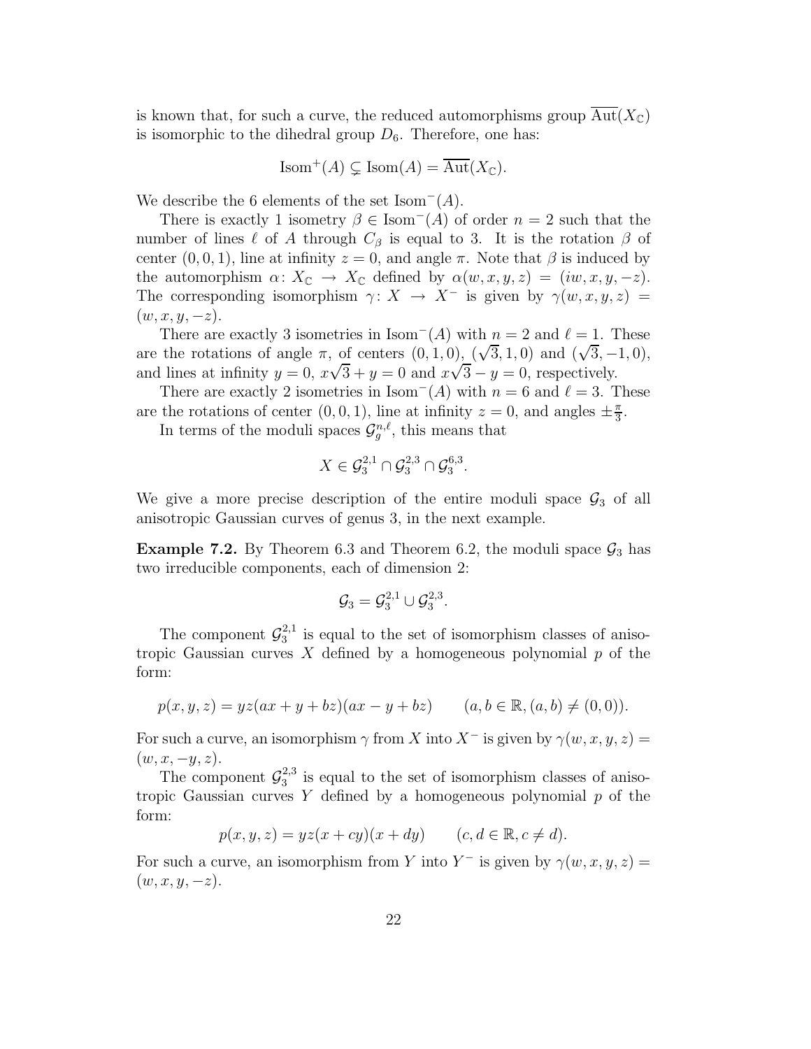is known that, for such a curve, the reduced automorphisms group $\overline{\mathrm{Aut}}(X_{\mathbb{C}})$ is isomorphic to the dihedral group $D_6$. Therefore, one has:

$$\mathrm{Isom}^+(A) \subsetneq \mathrm{Isom}(A) = \overline{\mathrm{Aut}}(X_{\mathbb{C}}).$$

We describe the 6 elements of the set $\mathrm{Isom}^-(A)$.

There is exactly 1 isometry $\beta \in \mathrm{Isom}^-(A)$ of order $n = 2$ such that the number of lines $\ell$ of $A$ through $C_\beta$ is equal to 3. It is the rotation $\beta$ of center $(0, 0, 1)$, line at infinity $z = 0$, and angle $\pi$. Note that $\beta$ is induced by the automorphism $\alpha\colon X_{\mathbb{C}} \to X_{\mathbb{C}}$ defined by $\alpha(w, x, y, z) = (iw, x, y, -z)$. The corresponding isomorphism $\gamma\colon X \to X^-$ is given by $\gamma(w, x, y, z) = (w, x, y, -z)$.

There are exactly 3 isometries in $\mathrm{Isom}^-(A)$ with $n = 2$ and $\ell = 1$. These are the rotations of angle $\pi$, of centers $(0, 1, 0)$, $(\sqrt{3}, 1, 0)$ and $(\sqrt{3}, -1, 0)$, and lines at infinity $y = 0$, $x\sqrt{3} + y = 0$ and $x\sqrt{3} - y = 0$, respectively.

There are exactly 2 isometries in $\mathrm{Isom}^-(A)$ with $n = 6$ and $\ell = 3$. These are the rotations of center $(0, 0, 1)$, line at infinity $z = 0$, and angles $\pm\frac{\pi}{3}$.

In terms of the moduli spaces $\mathcal{G}_g^{n,\ell}$, this means that

$$X \in \mathcal{G}_3^{2,1} \cap \mathcal{G}_3^{2,3} \cap \mathcal{G}_3^{6,3}.$$

We give a more precise description of the entire moduli space $\mathcal{G}_3$ of all anisotropic Gaussian curves of genus 3, in the next example.

**Example 7.2.** By Theorem 6.3 and Theorem 6.2, the moduli space $\mathcal{G}_3$ has two irreducible components, each of dimension 2:

$$\mathcal{G}_3 = \mathcal{G}_3^{2,1} \cup \mathcal{G}_3^{2,3}.$$

The component $\mathcal{G}_3^{2,1}$ is equal to the set of isomorphism classes of anisotropic Gaussian curves $X$ defined by a homogeneous polynomial $p$ of the form:

$$p(x, y, z) = yz(ax + y + bz)(ax - y + bz) \qquad (a, b \in \mathbb{R}, (a, b) \neq (0, 0)).$$

For such a curve, an isomorphism $\gamma$ from $X$ into $X^-$ is given by $\gamma(w, x, y, z) = (w, x, -y, z)$.

The component $\mathcal{G}_3^{2,3}$ is equal to the set of isomorphism classes of anisotropic Gaussian curves $Y$ defined by a homogeneous polynomial $p$ of the form:

$$p(x, y, z) = yz(x + cy)(x + dy) \qquad (c, d \in \mathbb{R}, c \neq d).$$

For such a curve, an isomorphism from $Y$ into $Y^-$ is given by $\gamma(w, x, y, z) = (w, x, y, -z)$.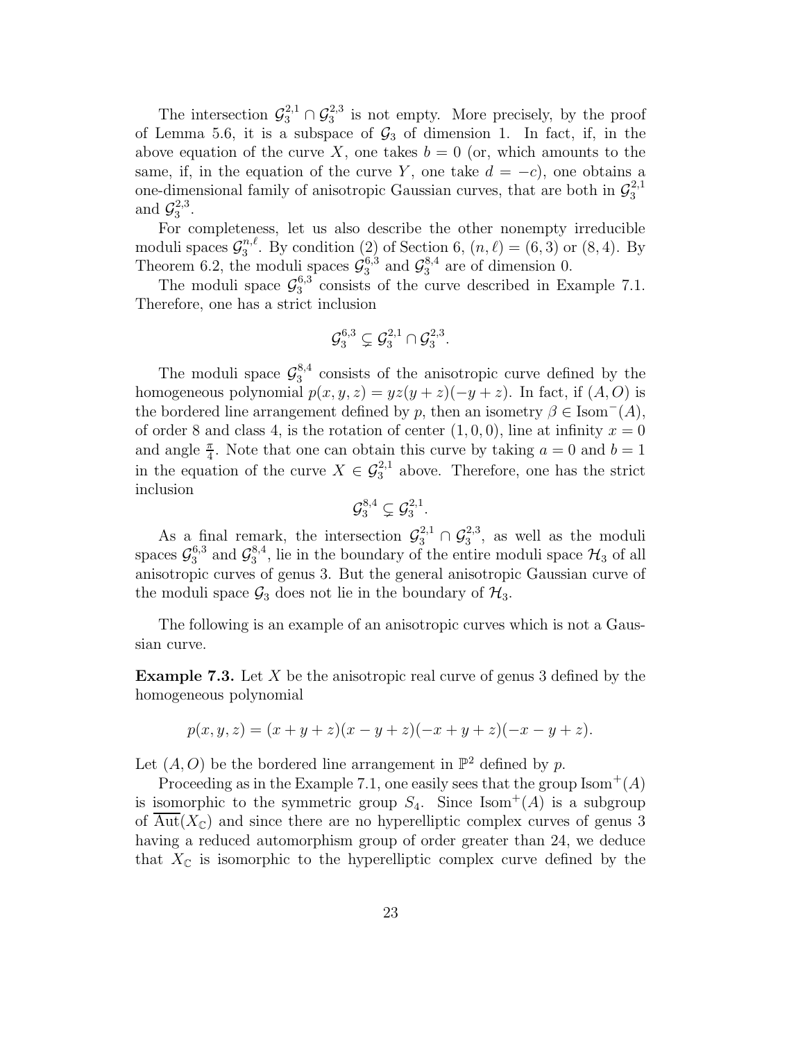The intersection $\mathcal{G}_3^{2,1} \cap \mathcal{G}_3^{2,3}$ is not empty. More precisely, by the proof of Lemma 5.6, it is a subspace of $\mathcal{G}_3$ of dimension 1. In fact, if, in the above equation of the curve $X$, one takes $b = 0$ (or, which amounts to the same, if, in the equation of the curve $Y$, one take $d = -c$), one obtains a one-dimensional family of anisotropic Gaussian curves, that are both in $\mathcal{G}_3^{2,1}$ and $\mathcal{G}_3^{2,3}$.

For completeness, let us also describe the other nonempty irreducible moduli spaces $\mathcal{G}_3^{n,\ell}$. By condition (2) of Section 6, $(n, \ell) = (6, 3)$ or $(8, 4)$. By Theorem 6.2, the moduli spaces $\mathcal{G}_3^{6,3}$ and $\mathcal{G}_3^{8,4}$ are of dimension 0.

The moduli space $\mathcal{G}_3^{6,3}$ consists of the curve described in Example 7.1. Therefore, one has a strict inclusion

$$\mathcal{G}_3^{6,3} \subsetneq \mathcal{G}_3^{2,1} \cap \mathcal{G}_3^{2,3}.$$

The moduli space $\mathcal{G}_3^{8,4}$ consists of the anisotropic curve defined by the homogeneous polynomial $p(x, y, z) = yz(y + z)(-y + z)$. In fact, if $(A, O)$ is the bordered line arrangement defined by $p$, then an isometry $\beta \in \mathrm{Isom}^-(A)$, of order 8 and class 4, is the rotation of center $(1, 0, 0)$, line at infinity $x = 0$ and angle $\frac{\pi}{4}$. Note that one can obtain this curve by taking $a = 0$ and $b = 1$ in the equation of the curve $X \in \mathcal{G}_3^{2,1}$ above. Therefore, one has the strict inclusion

$$\mathcal{G}_3^{8,4} \subsetneq \mathcal{G}_3^{2,1}.$$

As a final remark, the intersection $\mathcal{G}_3^{2,1} \cap \mathcal{G}_3^{2,3}$, as well as the moduli spaces $\mathcal{G}_3^{6,3}$ and $\mathcal{G}_3^{8,4}$, lie in the boundary of the entire moduli space $\mathcal{H}_3$ of all anisotropic curves of genus 3. But the general anisotropic Gaussian curve of the moduli space $\mathcal{G}_3$ does not lie in the boundary of $\mathcal{H}_3$.

The following is an example of an anisotropic curves which is not a Gaussian curve.

**Example 7.3.** Let $X$ be the anisotropic real curve of genus 3 defined by the homogeneous polynomial

$$p(x, y, z) = (x + y + z)(x - y + z)(-x + y + z)(-x - y + z).$$

Let $(A, O)$ be the bordered line arrangement in $\mathbb{P}^2$ defined by $p$.

Proceeding as in the Example 7.1, one easily sees that the group $\mathrm{Isom}^+(A)$ is isomorphic to the symmetric group $S_4$. Since $\mathrm{Isom}^+(A)$ is a subgroup of $\overline{\mathrm{Aut}}(X_{\mathbb{C}})$ and since there are no hyperelliptic complex curves of genus 3 having a reduced automorphism group of order greater than 24, we deduce that $X_{\mathbb{C}}$ is isomorphic to the hyperelliptic complex curve defined by the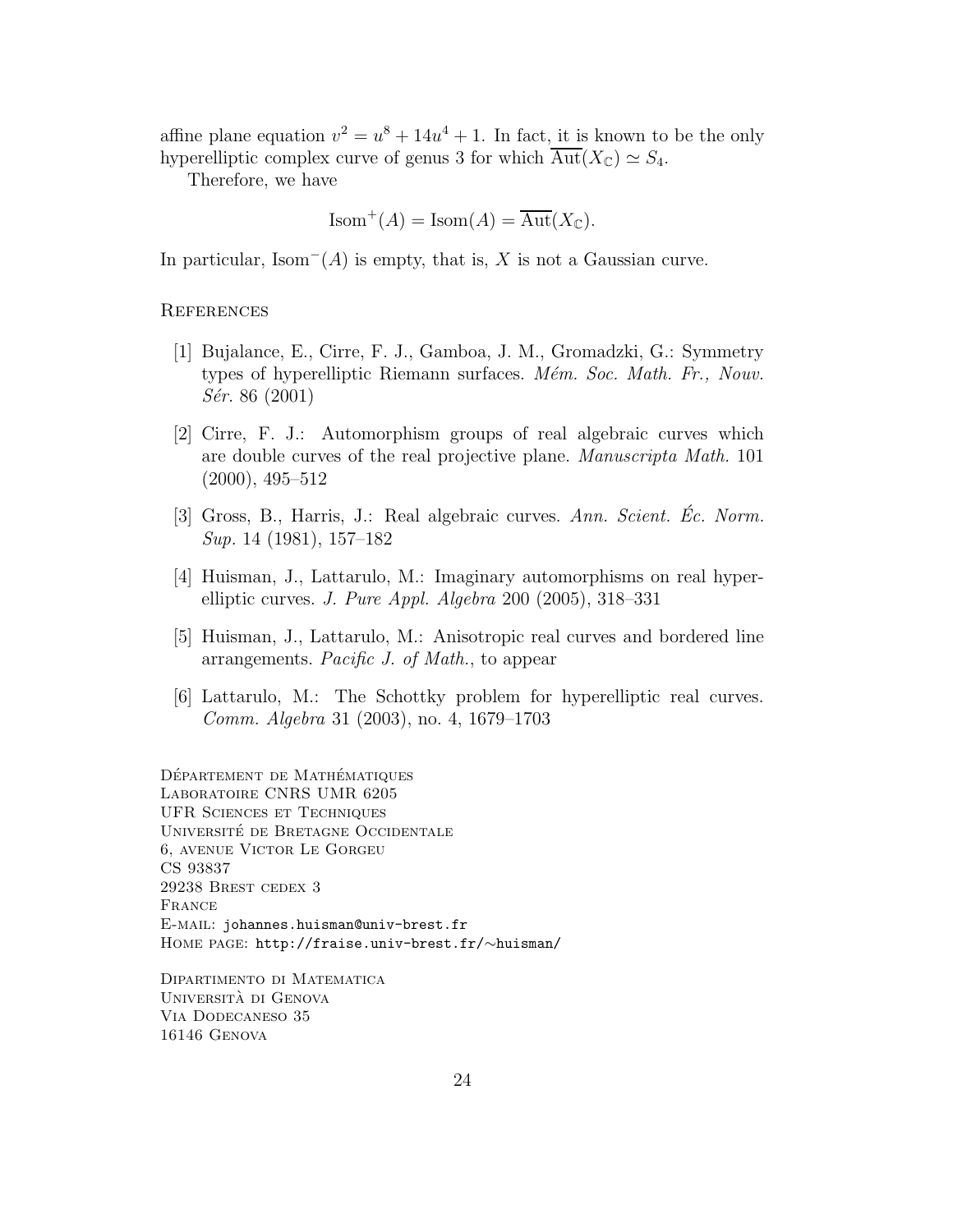affine plane equation $v^2 = u^8 + 14u^4 + 1$. In fact, it is known to be the only hyperelliptic complex curve of genus 3 for which $\overline{\mathrm{Aut}}(X_{\mathbb{C}}) \simeq S_4$.

Therefore, we have

$$\mathrm{Isom}^+(A) = \mathrm{Isom}(A) = \overline{\mathrm{Aut}}(X_{\mathbb{C}}).$$

In particular, $\mathrm{Isom}^-(A)$ is empty, that is, $X$ is not a Gaussian curve.

## References

[1] Bujalance, E., Cirre, F. J., Gamboa, J. M., Gromadzki, G.: Symmetry types of hyperelliptic Riemann surfaces. *Mém. Soc. Math. Fr., Nouv. Sér.* 86 (2001)

[2] Cirre, F. J.: Automorphism groups of real algebraic curves which are double curves of the real projective plane. *Manuscripta Math.* 101 (2000), 495–512

[3] Gross, B., Harris, J.: Real algebraic curves. *Ann. Scient. Éc. Norm. Sup.* 14 (1981), 157–182

[4] Huisman, J., Lattarulo, M.: Imaginary automorphisms on real hyperelliptic curves. *J. Pure Appl. Algebra* 200 (2005), 318–331

[5] Huisman, J., Lattarulo, M.: Anisotropic real curves and bordered line arrangements. *Pacific J. of Math.*, to appear

[6] Lattarulo, M.: The Schottky problem for hyperelliptic real curves. *Comm. Algebra* 31 (2003), no. 4, 1679–1703

Département de Mathématiques
Laboratoire CNRS UMR 6205
UFR Sciences et Techniques
Université de Bretagne Occidentale
6, avenue Victor Le Gorgeu
CS 93837
29238 Brest cedex 3
France
E-mail: johannes.huisman@univ-brest.fr
Home page: http://fraise.univ-brest.fr/∼huisman/

Dipartimento di Matematica
Università di Genova
Via Dodecaneso 35
16146 Genova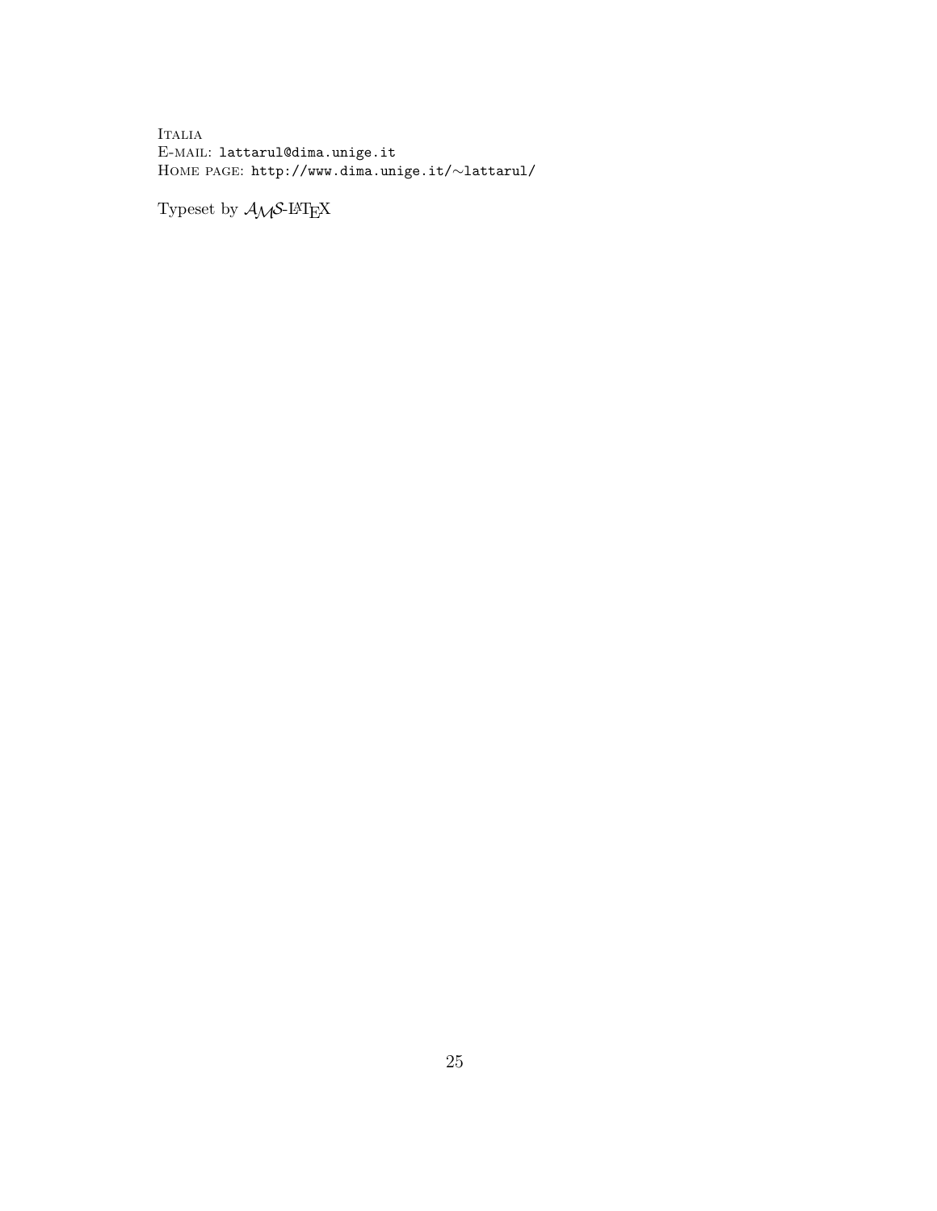Italia
E-mail: lattarul@dima.unige.it
Home page: http://www.dima.unige.it/∼lattarul/

Typeset by $\mathcal{A}\mathcal{M}\mathcal{S}$-LaTeX